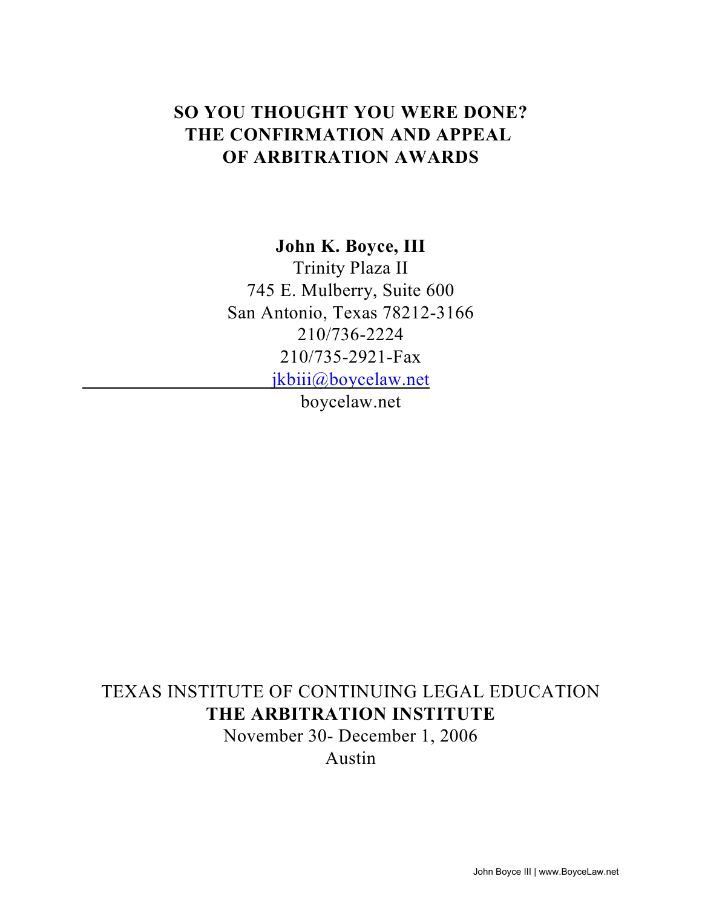# SO YOU THOUGHT YOU WERE DONE? THE CONFIRMATION AND APPEAL OF ARBITRATION AWARDS

**John K. Boyce, III**
Trinity Plaza II
745 E. Mulberry, Suite 600
San Antonio, Texas 78212-3166
210/736-2224
210/735-2921-Fax
jkbiii@boycelaw.net
boycelaw.net

TEXAS INSTITUTE OF CONTINUING LEGAL EDUCATION
**THE ARBITRATION INSTITUTE**
November 30- December 1, 2006
Austin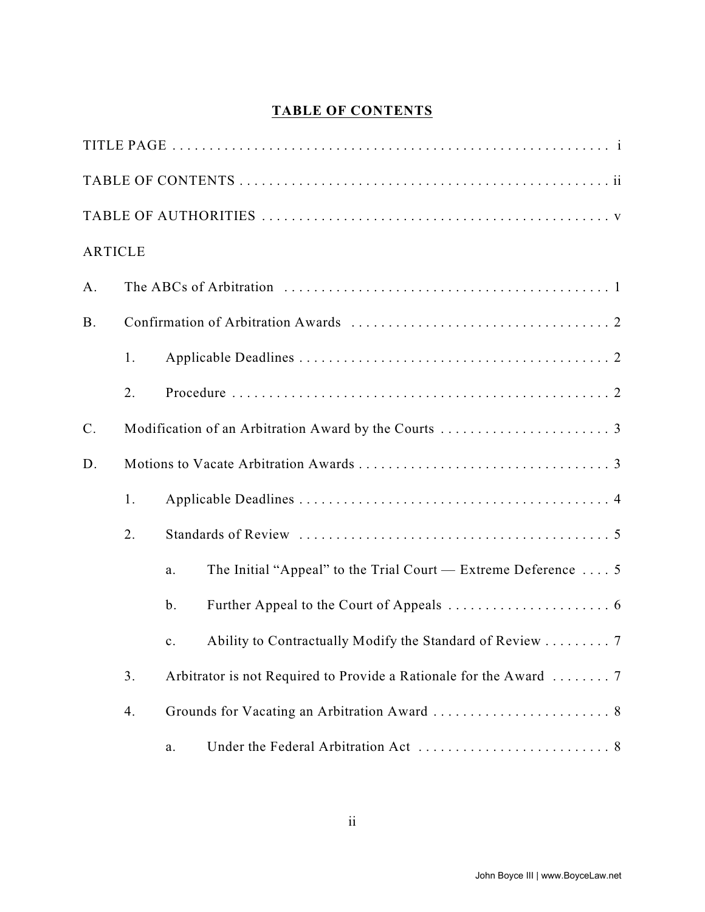## TABLE OF CONTENTS

TITLE PAGE . . . . . . . . . . . . . . . . . . . . . . . . . . . . . . . . . . . . . . . . . . . . . . . . . . . . . . . . . . i

TABLE OF CONTENTS . . . . . . . . . . . . . . . . . . . . . . . . . . . . . . . . . . . . . . . . . . . . . . . . . . ii

TABLE OF AUTHORITIES . . . . . . . . . . . . . . . . . . . . . . . . . . . . . . . . . . . . . . . . . . . . . . . . v

ARTICLE

A. The ABCs of Arbitration . . . . . . . . . . . . . . . . . . . . . . . . . . . . . . . . . . . . . . . . . . . . 1

B. Confirmation of Arbitration Awards . . . . . . . . . . . . . . . . . . . . . . . . . . . . . . . . . . . 2

  1. Applicable Deadlines . . . . . . . . . . . . . . . . . . . . . . . . . . . . . . . . . . . . . . . . . . 2

  2. Procedure . . . . . . . . . . . . . . . . . . . . . . . . . . . . . . . . . . . . . . . . . . . . . . . . . . . 2

C. Modification of an Arbitration Award by the Courts . . . . . . . . . . . . . . . . . . . . . . . 3

D. Motions to Vacate Arbitration Awards . . . . . . . . . . . . . . . . . . . . . . . . . . . . . . . . . . 3

  1. Applicable Deadlines . . . . . . . . . . . . . . . . . . . . . . . . . . . . . . . . . . . . . . . . . . 4

  2. Standards of Review . . . . . . . . . . . . . . . . . . . . . . . . . . . . . . . . . . . . . . . . . . 5

    a. The Initial "Appeal" to the Trial Court — Extreme Deference . . . . 5

    b. Further Appeal to the Court of Appeals . . . . . . . . . . . . . . . . . . . . . . 6

    c. Ability to Contractually Modify the Standard of Review . . . . . . . . . 7

  3. Arbitrator is not Required to Provide a Rationale for the Award . . . . . . . . 7

  4. Grounds for Vacating an Arbitration Award . . . . . . . . . . . . . . . . . . . . . . . . . 8

    a. Under the Federal Arbitration Act . . . . . . . . . . . . . . . . . . . . . . . . . . 8

John Boyce III | www.BoyceLaw.net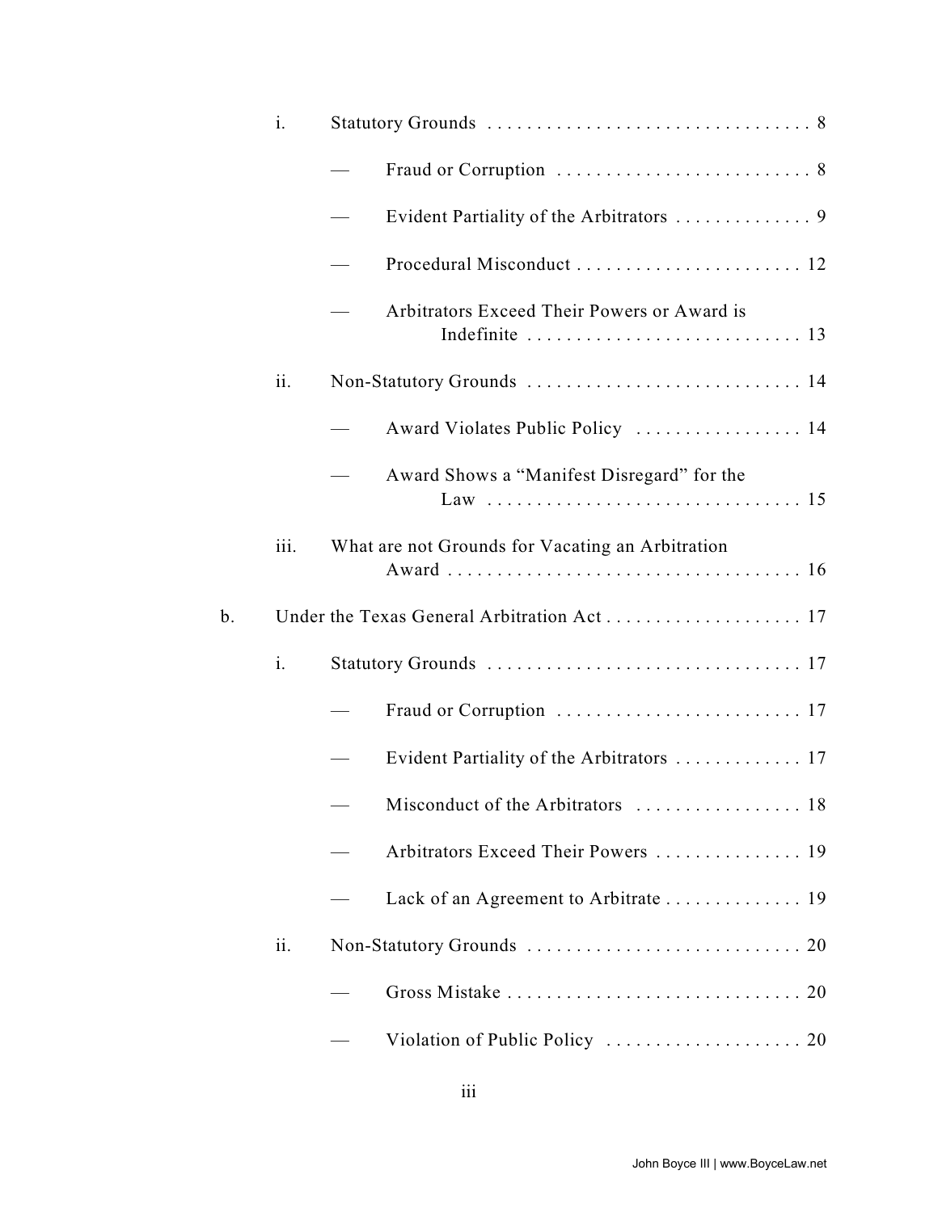- i. Statutory Grounds . . . . . . . . . . . . . . . . . . . . . . . . . . . . . . . . 8
  - — Fraud or Corruption . . . . . . . . . . . . . . . . . . . . . . . . . . 8
  - — Evident Partiality of the Arbitrators . . . . . . . . . . . . . . 9
  - — Procedural Misconduct . . . . . . . . . . . . . . . . . . . . . . . . 12
  - — Arbitrators Exceed Their Powers or Award is Indefinite . . . . . . . . . . . . . . . . . . . . . . . . . . . . 13
- ii. Non-Statutory Grounds . . . . . . . . . . . . . . . . . . . . . . . . . . . . 14
  - — Award Violates Public Policy . . . . . . . . . . . . . . . . . 14
  - — Award Shows a "Manifest Disregard" for the Law . . . . . . . . . . . . . . . . . . . . . . . . . . . . . . . . 15
- iii. What are not Grounds for Vacating an Arbitration Award . . . . . . . . . . . . . . . . . . . . . . . . . . . . . . . . . . . . 16

b. Under the Texas General Arbitration Act . . . . . . . . . . . . . . . . . . . . 17

- i. Statutory Grounds . . . . . . . . . . . . . . . . . . . . . . . . . . . . . . . . 17
  - — Fraud or Corruption . . . . . . . . . . . . . . . . . . . . . . . . . 17
  - — Evident Partiality of the Arbitrators . . . . . . . . . . . . . 17
  - — Misconduct of the Arbitrators . . . . . . . . . . . . . . . . . 18
  - — Arbitrators Exceed Their Powers . . . . . . . . . . . . . . . 19
  - — Lack of an Agreement to Arbitrate . . . . . . . . . . . . . . 19
- ii. Non-Statutory Grounds . . . . . . . . . . . . . . . . . . . . . . . . . . . . 20
  - — Gross Mistake . . . . . . . . . . . . . . . . . . . . . . . . . . . . . . 20
  - — Violation of Public Policy . . . . . . . . . . . . . . . . . . . . 20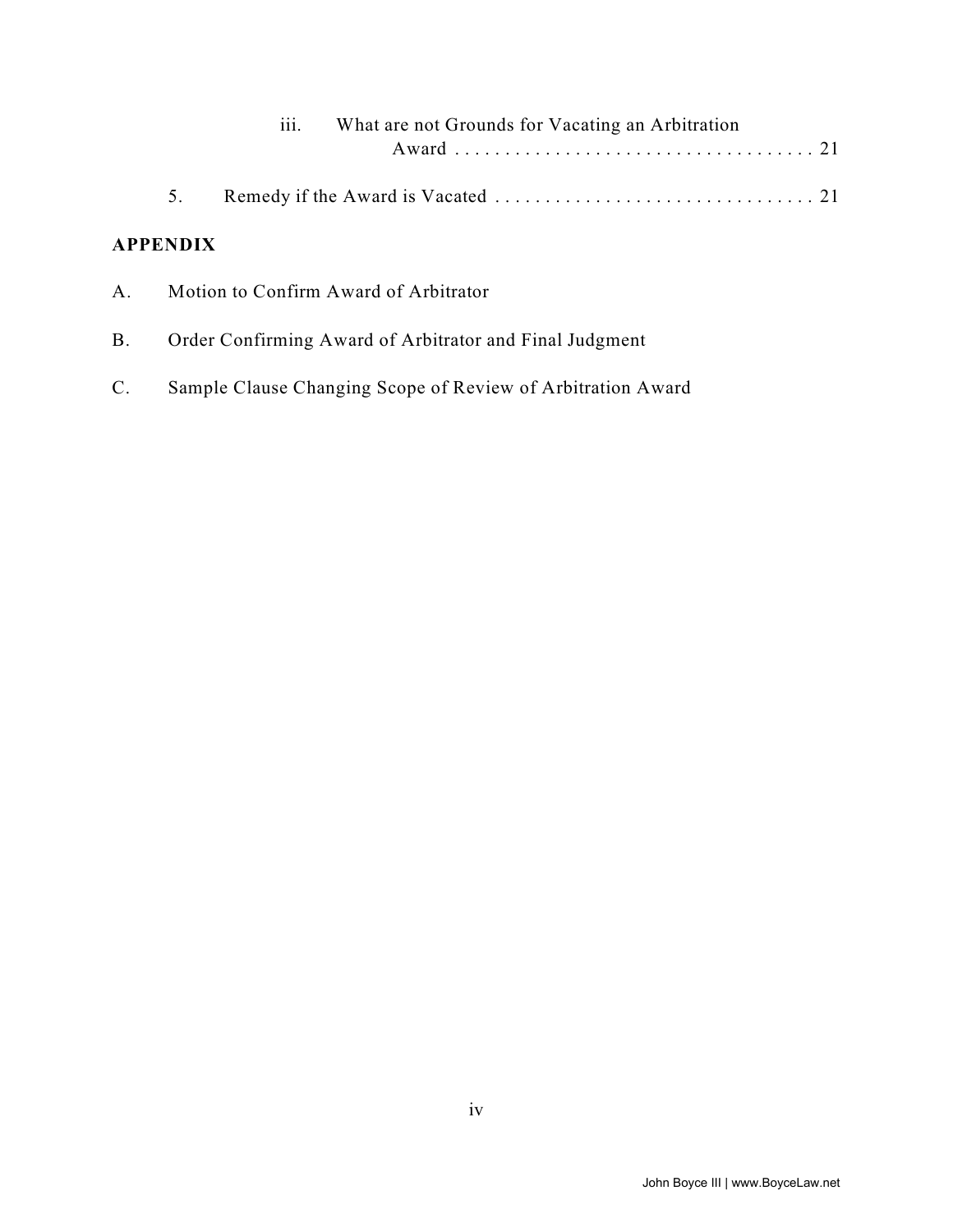iii. What are not Grounds for Vacating an Arbitration Award . . . . . . . . . . . . . . . . . . . . . . . . . . . . . . . . . . . 21

5. Remedy if the Award is Vacated . . . . . . . . . . . . . . . . . . . . . . . . . . . . . . . . 21

**APPENDIX**

A. Motion to Confirm Award of Arbitrator

B. Order Confirming Award of Arbitrator and Final Judgment

C. Sample Clause Changing Scope of Review of Arbitration Award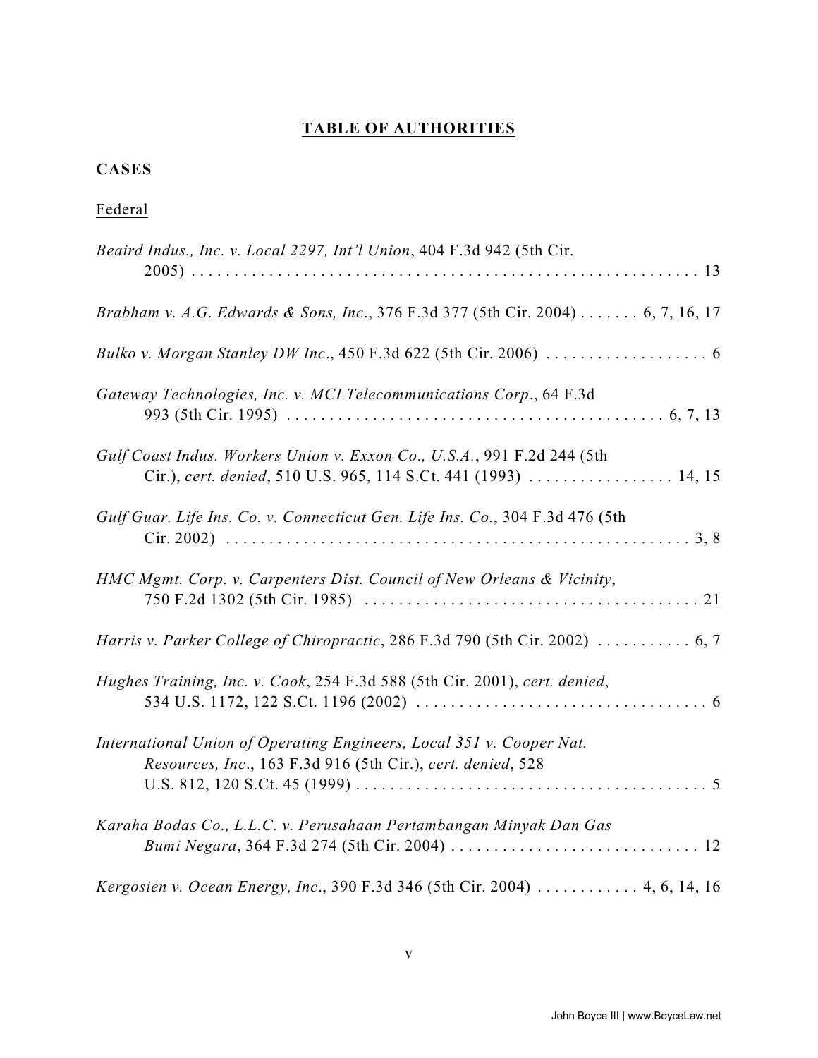# TABLE OF AUTHORITIES

## CASES

### Federal

*Beaird Indus., Inc. v. Local 2297, Int'l Union*, 404 F.3d 942 (5th Cir. 2005) . . . . . . . . . . . . . . . . . . . . . . . . . . . . . . . . . . . . . . . . . . . . . . . . . . . . . . . . . 13

*Brabham v. A.G. Edwards & Sons, Inc*., 376 F.3d 377 (5th Cir. 2004) . . . . . . . 6, 7, 16, 17

*Bulko v. Morgan Stanley DW Inc*., 450 F.3d 622 (5th Cir. 2006) . . . . . . . . . . . . . . . . . . . 6

*Gateway Technologies, Inc. v. MCI Telecommunications Corp*., 64 F.3d 993 (5th Cir. 1995) . . . . . . . . . . . . . . . . . . . . . . . . . . . . . . . . . . . . . . . . . . . . 6, 7, 13

*Gulf Coast Indus. Workers Union v. Exxon Co., U.S.A.*, 991 F.2d 244 (5th Cir.), *cert. denied*, 510 U.S. 965, 114 S.Ct. 441 (1993) . . . . . . . . . . . . . . . . . 14, 15

*Gulf Guar. Life Ins. Co. v. Connecticut Gen. Life Ins. Co*., 304 F.3d 476 (5th Cir. 2002) . . . . . . . . . . . . . . . . . . . . . . . . . . . . . . . . . . . . . . . . . . . . . . . . . . . . . 3, 8

*HMC Mgmt. Corp. v. Carpenters Dist. Council of New Orleans & Vicinity*, 750 F.2d 1302 (5th Cir. 1985) . . . . . . . . . . . . . . . . . . . . . . . . . . . . . . . . . . . . . . 21

*Harris v. Parker College of Chiropractic*, 286 F.3d 790 (5th Cir. 2002) . . . . . . . . . . . 6, 7

*Hughes Training, Inc. v. Cook*, 254 F.3d 588 (5th Cir. 2001), *cert. denied*, 534 U.S. 1172, 122 S.Ct. 1196 (2002) . . . . . . . . . . . . . . . . . . . . . . . . . . . . . . . . . . 6

*International Union of Operating Engineers, Local 351 v. Cooper Nat. Resources, Inc*., 163 F.3d 916 (5th Cir.), *cert. denied*, 528 U.S. 812, 120 S.Ct. 45 (1999) . . . . . . . . . . . . . . . . . . . . . . . . . . . . . . . . . . . . . . . . . 5

*Karaha Bodas Co., L.L.C. v. Perusahaan Pertambangan Minyak Dan Gas Bumi Negara*, 364 F.3d 274 (5th Cir. 2004) . . . . . . . . . . . . . . . . . . . . . . . . . . . . . 12

*Kergosien v. Ocean Energy, Inc*., 390 F.3d 346 (5th Cir. 2004) . . . . . . . . . . . . 4, 6, 14, 16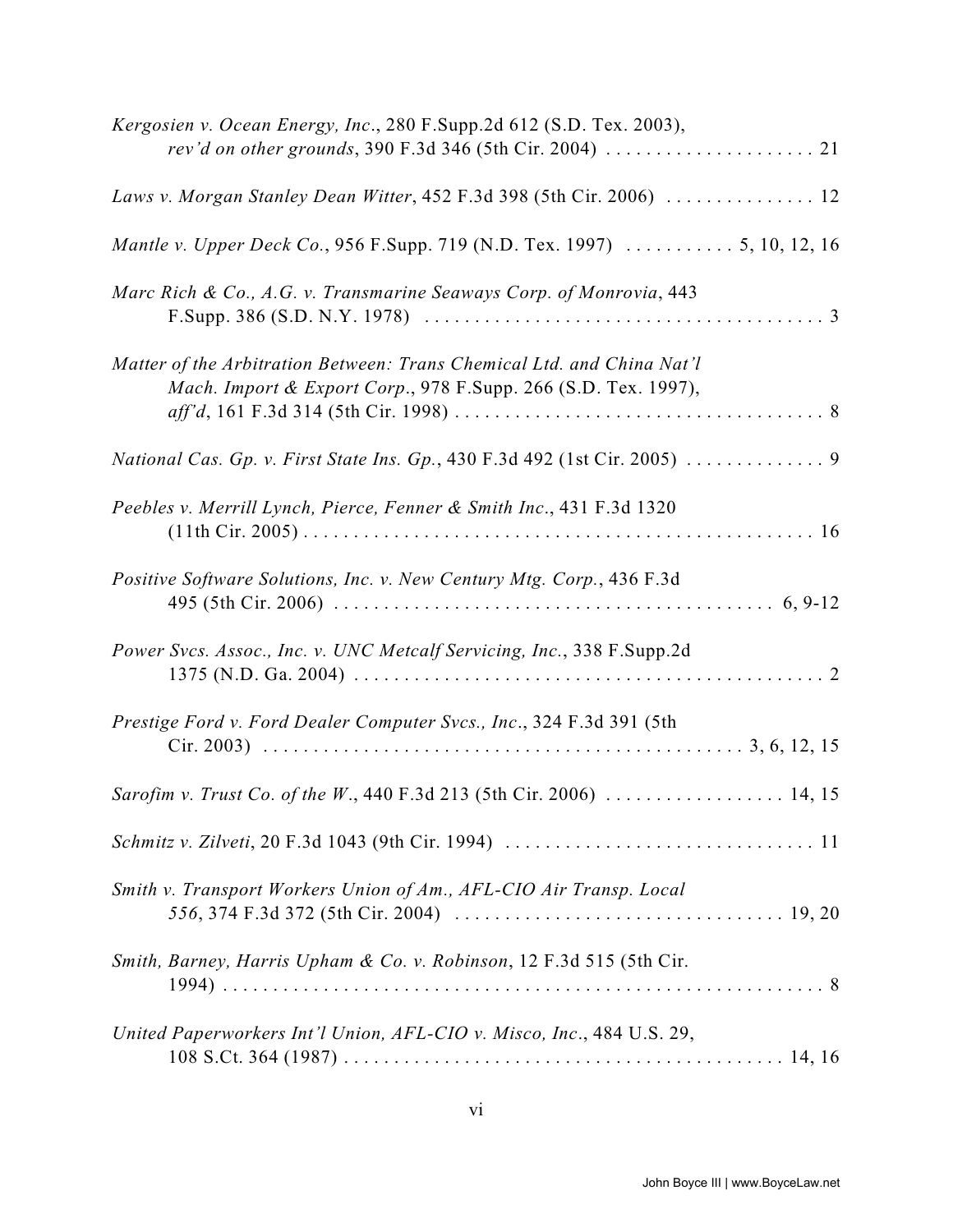*Kergosien v. Ocean Energy, Inc.*, 280 F.Supp.2d 612 (S.D. Tex. 2003), *rev'd on other grounds*, 390 F.3d 346 (5th Cir. 2004) . . . . . . . . . . . . . . . . . . . . 21

*Laws v. Morgan Stanley Dean Witter*, 452 F.3d 398 (5th Cir. 2006) . . . . . . . . . . . . . . . 12

*Mantle v. Upper Deck Co.*, 956 F.Supp. 719 (N.D. Tex. 1997) . . . . . . . . . . . 5, 10, 12, 16

*Marc Rich & Co., A.G. v. Transmarine Seaways Corp. of Monrovia*, 443 F.Supp. 386 (S.D. N.Y. 1978) . . . . . . . . . . . . . . . . . . . . . . . . . . . . . . . . . . . . . . . . 3

*Matter of the Arbitration Between: Trans Chemical Ltd. and China Nat'l Mach. Import & Export Corp.*, 978 F.Supp. 266 (S.D. Tex. 1997), *aff'd*, 161 F.3d 314 (5th Cir. 1998) . . . . . . . . . . . . . . . . . . . . . . . . . . . . . . . . . . . . . 8

*National Cas. Gp. v. First State Ins. Gp.*, 430 F.3d 492 (1st Cir. 2005) . . . . . . . . . . . . . . 9

*Peebles v. Merrill Lynch, Pierce, Fenner & Smith Inc.*, 431 F.3d 1320 (11th Cir. 2005) . . . . . . . . . . . . . . . . . . . . . . . . . . . . . . . . . . . . . . . . . . . . . . . . . . . 16

*Positive Software Solutions, Inc. v. New Century Mtg. Corp.*, 436 F.3d 495 (5th Cir. 2006) . . . . . . . . . . . . . . . . . . . . . . . . . . . . . . . . . . . . . . . . . . 6, 9-12

*Power Svcs. Assoc., Inc. v. UNC Metcalf Servicing, Inc.*, 338 F.Supp.2d 1375 (N.D. Ga. 2004) . . . . . . . . . . . . . . . . . . . . . . . . . . . . . . . . . . . . . . . . . . . . . . . . 2

*Prestige Ford v. Ford Dealer Computer Svcs., Inc.*, 324 F.3d 391 (5th Cir. 2003) . . . . . . . . . . . . . . . . . . . . . . . . . . . . . . . . . . . . . . . . . . . . . . 3, 6, 12, 15

*Sarofim v. Trust Co. of the W.*, 440 F.3d 213 (5th Cir. 2006) . . . . . . . . . . . . . . . . . . 14, 15

*Schmitz v. Zilveti*, 20 F.3d 1043 (9th Cir. 1994) . . . . . . . . . . . . . . . . . . . . . . . . . . . . . . . 11

*Smith v. Transport Workers Union of Am., AFL-CIO Air Transp. Local 556*, 374 F.3d 372 (5th Cir. 2004) . . . . . . . . . . . . . . . . . . . . . . . . . . . . . . . . 19, 20

*Smith, Barney, Harris Upham & Co. v. Robinson*, 12 F.3d 515 (5th Cir. 1994) . . . . . . . . . . . . . . . . . . . . . . . . . . . . . . . . . . . . . . . . . . . . . . . . . . . . . . . . . . . 8

*United Paperworkers Int'l Union, AFL-CIO v. Misco, Inc.*, 484 U.S. 29, 108 S.Ct. 364 (1987) . . . . . . . . . . . . . . . . . . . . . . . . . . . . . . . . . . . . . . . . . . . . 14, 16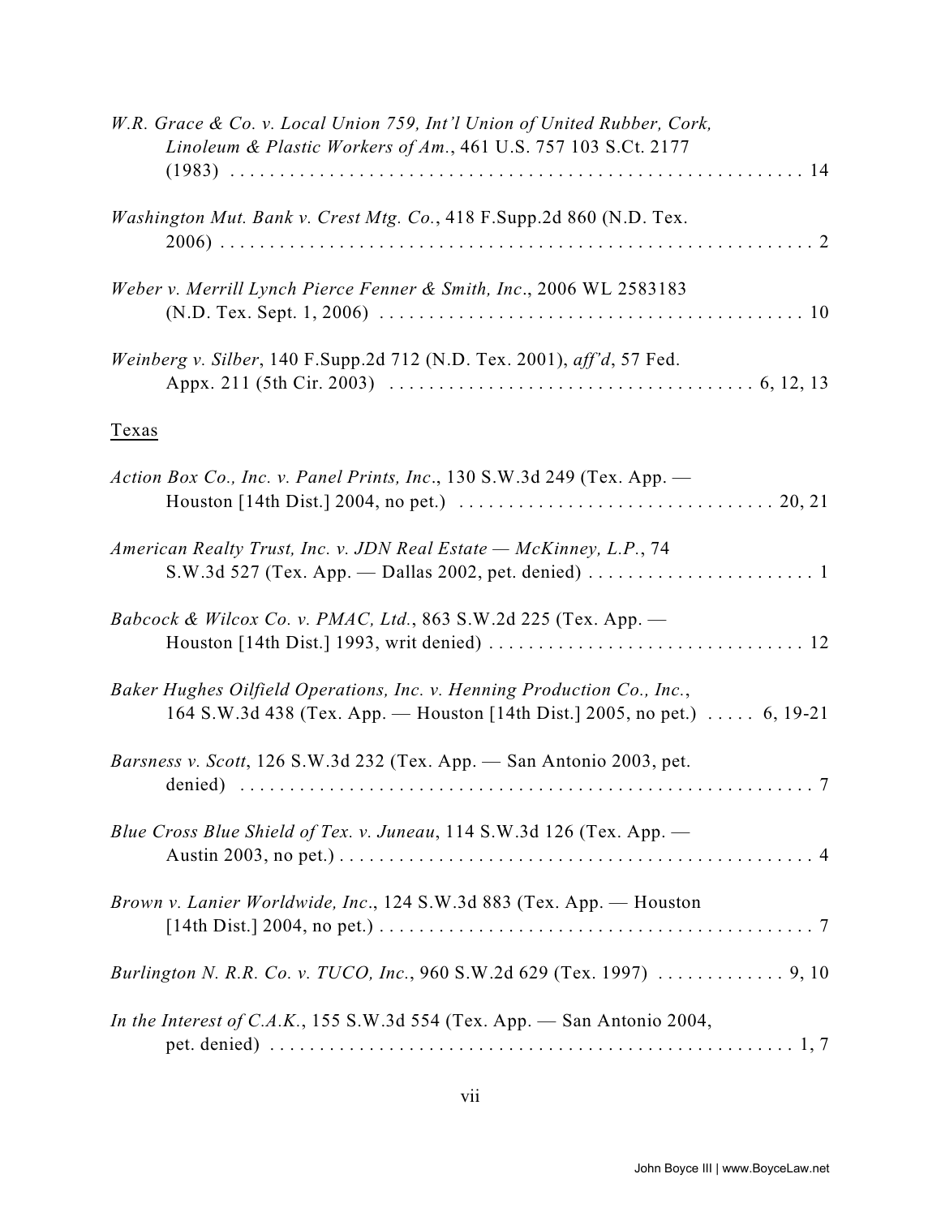*W.R. Grace & Co. v. Local Union 759, Int'l Union of United Rubber, Cork, Linoleum & Plastic Workers of Am.*, 461 U.S. 757 103 S.Ct. 2177 (1983) . . . . . . . . . . . . . . . . . . . . . . . . . . . . . . . . . . . . . . . . . . . . . . . . . . . . . . 14

*Washington Mut. Bank v. Crest Mtg. Co.*, 418 F.Supp.2d 860 (N.D. Tex. 2006) . . . . . . . . . . . . . . . . . . . . . . . . . . . . . . . . . . . . . . . . . . . . . . . . . . . . . . . 2

*Weber v. Merrill Lynch Pierce Fenner & Smith, Inc*., 2006 WL 2583183 (N.D. Tex. Sept. 1, 2006) . . . . . . . . . . . . . . . . . . . . . . . . . . . . . . . . . . . . . . . . . . 10

*Weinberg v. Silber*, 140 F.Supp.2d 712 (N.D. Tex. 2001), *aff'd*, 57 Fed. Appx. 211 (5th Cir. 2003) . . . . . . . . . . . . . . . . . . . . . . . . . . . . . . . . . . . . 6, 12, 13

Texas

*Action Box Co., Inc. v. Panel Prints, Inc*., 130 S.W.3d 249 (Tex. App. — Houston [14th Dist.] 2004, no pet.) . . . . . . . . . . . . . . . . . . . . . . . . . . . . . . . 20, 21

*American Realty Trust, Inc. v. JDN Real Estate — McKinney, L.P.*, 74 S.W.3d 527 (Tex. App. — Dallas 2002, pet. denied) . . . . . . . . . . . . . . . . . . . . . . . 1

*Babcock & Wilcox Co. v. PMAC, Ltd.*, 863 S.W.2d 225 (Tex. App. — Houston [14th Dist.] 1993, writ denied) . . . . . . . . . . . . . . . . . . . . . . . . . . . . . . . . 12

*Baker Hughes Oilfield Operations, Inc. v. Henning Production Co., Inc.*, 164 S.W.3d 438 (Tex. App. — Houston [14th Dist.] 2005, no pet.) . . . . . 6, 19-21

*Barsness v. Scott*, 126 S.W.3d 232 (Tex. App. — San Antonio 2003, pet. denied) . . . . . . . . . . . . . . . . . . . . . . . . . . . . . . . . . . . . . . . . . . . . . . . . . . . . . . . 7

*Blue Cross Blue Shield of Tex. v. Juneau*, 114 S.W.3d 126 (Tex. App. — Austin 2003, no pet.) . . . . . . . . . . . . . . . . . . . . . . . . . . . . . . . . . . . . . . . . . . . . . . . . 4

*Brown v. Lanier Worldwide, Inc*., 124 S.W.3d 883 (Tex. App. — Houston [14th Dist.] 2004, no pet.) . . . . . . . . . . . . . . . . . . . . . . . . . . . . . . . . . . . . . . . . . . . . 7

*Burlington N. R.R. Co. v. TUCO, Inc.*, 960 S.W.2d 629 (Tex. 1997) . . . . . . . . . . . . . 9, 10

*In the Interest of C.A.K.*, 155 S.W.3d 554 (Tex. App. — San Antonio 2004, pet. denied) . . . . . . . . . . . . . . . . . . . . . . . . . . . . . . . . . . . . . . . . . . . . . . . . . . . . 1, 7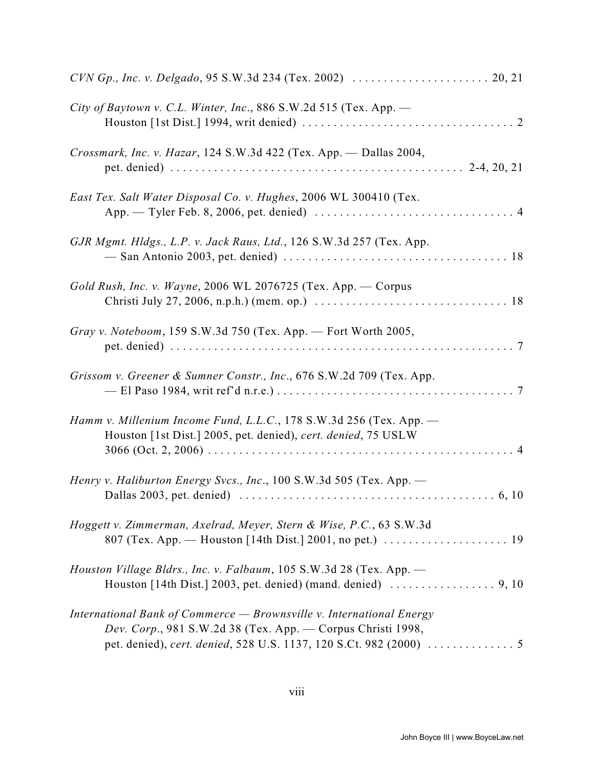*CVN Gp., Inc. v. Delgado*, 95 S.W.3d 234 (Tex. 2002) . . . . . . . . . . . . . . . . . . . . . . 20, 21

*City of Baytown v. C.L. Winter, Inc*., 886 S.W.2d 515 (Tex. App. — Houston [1st Dist.] 1994, writ denied) . . . . . . . . . . . . . . . . . . . . . . . . . . . . . . . . . . 2

*Crossmark, Inc. v. Hazar*, 124 S.W.3d 422 (Tex. App. — Dallas 2004, pet. denied) . . . . . . . . . . . . . . . . . . . . . . . . . . . . . . . . . . . . . . . . . . . . . . 2-4, 20, 21

*East Tex. Salt Water Disposal Co. v. Hughes*, 2006 WL 300410 (Tex. App. — Tyler Feb. 8, 2006, pet. denied) . . . . . . . . . . . . . . . . . . . . . . . . . . . . . . . . . 4

*GJR Mgmt. Hldgs., L.P. v. Jack Raus, Ltd.*, 126 S.W.3d 257 (Tex. App. — San Antonio 2003, pet. denied) . . . . . . . . . . . . . . . . . . . . . . . . . . . . . . . . . . . . 18

*Gold Rush, Inc. v. Wayne*, 2006 WL 2076725 (Tex. App. — Corpus Christi July 27, 2006, n.p.h.) (mem. op.) . . . . . . . . . . . . . . . . . . . . . . . . . . . . . . . 18

*Gray v. Noteboom*, 159 S.W.3d 750 (Tex. App. — Fort Worth 2005, pet. denied) . . . . . . . . . . . . . . . . . . . . . . . . . . . . . . . . . . . . . . . . . . . . . . . . . . . . . . . 7

*Grissom v. Greener & Sumner Constr., Inc*., 676 S.W.2d 709 (Tex. App. — El Paso 1984, writ ref'd n.r.e.) . . . . . . . . . . . . . . . . . . . . . . . . . . . . . . . . . . . . . . 7

*Hamm v. Millenium Income Fund, L.L.C.*, 178 S.W.3d 256 (Tex. App. — Houston [1st Dist.] 2005, pet. denied), *cert. denied*, 75 USLW 3066 (Oct. 2, 2006) . . . . . . . . . . . . . . . . . . . . . . . . . . . . . . . . . . . . . . . . . . . . . . . . . . 4

*Henry v. Haliburton Energy Svcs., Inc*., 100 S.W.3d 505 (Tex. App. — Dallas 2003, pet. denied) . . . . . . . . . . . . . . . . . . . . . . . . . . . . . . . . . . . . . . . . . 6, 10

*Hoggett v. Zimmerman, Axelrad, Meyer, Stern & Wise, P.C.*, 63 S.W.3d 807 (Tex. App. — Houston [14th Dist.] 2001, no pet.) . . . . . . . . . . . . . . . . . . . . 19

*Houston Village Bldrs., Inc. v. Falbaum*, 105 S.W.3d 28 (Tex. App. — Houston [14th Dist.] 2003, pet. denied) (mand. denied) . . . . . . . . . . . . . . . . . 9, 10

*International Bank of Commerce — Brownsville v. International Energy Dev. Corp*., 981 S.W.2d 38 (Tex. App. — Corpus Christi 1998, pet. denied), *cert. denied*, 528 U.S. 1137, 120 S.Ct. 982 (2000) . . . . . . . . . . . . . . 5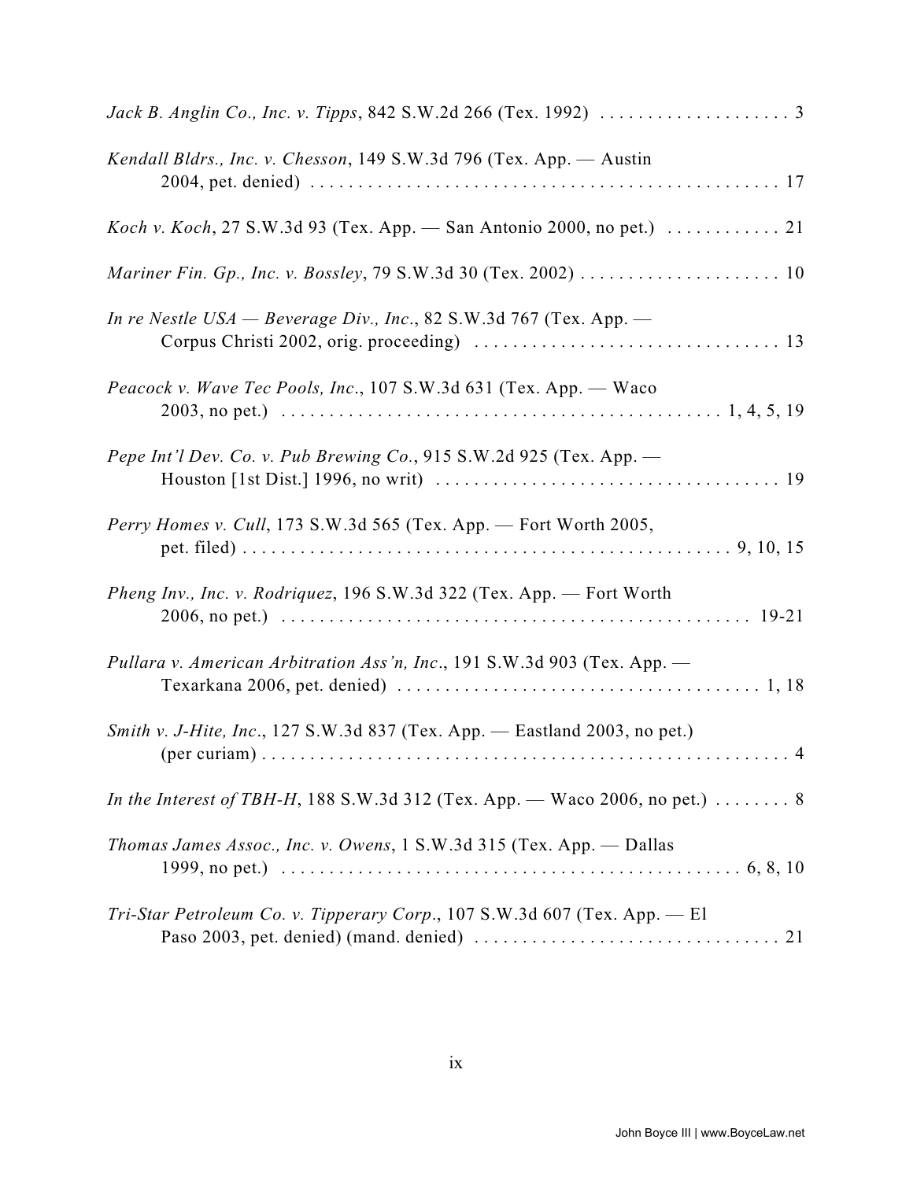*Jack B. Anglin Co., Inc. v. Tipps*, 842 S.W.2d 266 (Tex. 1992) . . . . . . . . . . . . . . . . . . . . 3

*Kendall Bldrs., Inc. v. Chesson*, 149 S.W.3d 796 (Tex. App. — Austin 2004, pet. denied) . . . . . . . . . . . . . . . . . . . . . . . . . . . . . . . . . . . . . . . . . . . . . . . 17

*Koch v. Koch*, 27 S.W.3d 93 (Tex. App. — San Antonio 2000, no pet.) . . . . . . . . . . . . 21

*Mariner Fin. Gp., Inc. v. Bossley*, 79 S.W.3d 30 (Tex. 2002) . . . . . . . . . . . . . . . . . . . . . 10

*In re Nestle USA — Beverage Div., Inc.*, 82 S.W.3d 767 (Tex. App. — Corpus Christi 2002, orig. proceeding) . . . . . . . . . . . . . . . . . . . . . . . . . . . . . . . . 13

*Peacock v. Wave Tec Pools, Inc.*, 107 S.W.3d 631 (Tex. App. — Waco 2003, no pet.) . . . . . . . . . . . . . . . . . . . . . . . . . . . . . . . . . . . . . . . . . . . . . . 1, 4, 5, 19

*Pepe Int'l Dev. Co. v. Pub Brewing Co.*, 915 S.W.2d 925 (Tex. App. — Houston [1st Dist.] 1996, no writ) . . . . . . . . . . . . . . . . . . . . . . . . . . . . . . . . . . . . 19

*Perry Homes v. Cull*, 173 S.W.3d 565 (Tex. App. — Fort Worth 2005, pet. filed) . . . . . . . . . . . . . . . . . . . . . . . . . . . . . . . . . . . . . . . . . . . . . . . . . 9, 10, 15

*Pheng Inv., Inc. v. Rodriquez*, 196 S.W.3d 322 (Tex. App. — Fort Worth 2006, no pet.) . . . . . . . . . . . . . . . . . . . . . . . . . . . . . . . . . . . . . . . . . . . . . . . . 19-21

*Pullara v. American Arbitration Ass'n, Inc.*, 191 S.W.3d 903 (Tex. App. — Texarkana 2006, pet. denied) . . . . . . . . . . . . . . . . . . . . . . . . . . . . . . . . . . . . . . 1, 18

*Smith v. J-Hite, Inc.*, 127 S.W.3d 837 (Tex. App. — Eastland 2003, no pet.) (per curiam) . . . . . . . . . . . . . . . . . . . . . . . . . . . . . . . . . . . . . . . . . . . . . . . . . . . . . 4

*In the Interest of TBH-H*, 188 S.W.3d 312 (Tex. App. — Waco 2006, no pet.) . . . . . . . . 8

*Thomas James Assoc., Inc. v. Owens*, 1 S.W.3d 315 (Tex. App. — Dallas 1999, no pet.) . . . . . . . . . . . . . . . . . . . . . . . . . . . . . . . . . . . . . . . . . . . . . . . 6, 8, 10

*Tri-Star Petroleum Co. v. Tipperary Corp.*, 107 S.W.3d 607 (Tex. App. — El Paso 2003, pet. denied) (mand. denied) . . . . . . . . . . . . . . . . . . . . . . . . . . . . . . . . 21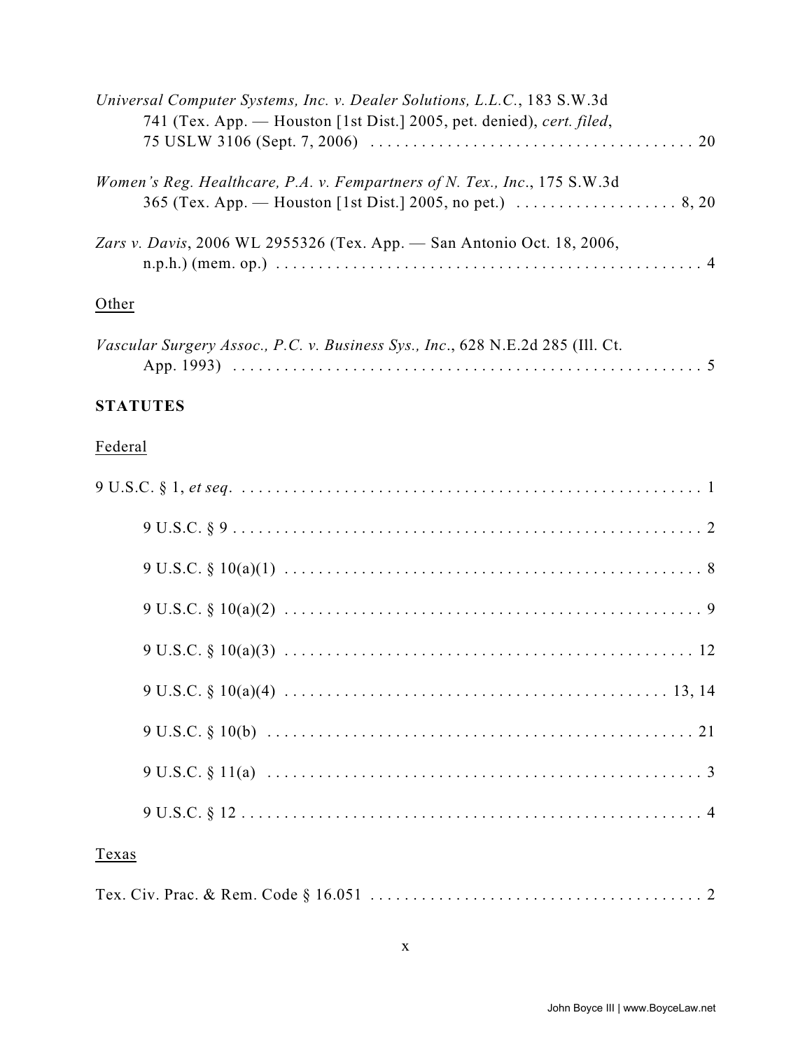*Universal Computer Systems, Inc. v. Dealer Solutions, L.L.C.*, 183 S.W.3d 741 (Tex. App. — Houston [1st Dist.] 2005, pet. denied), *cert. filed*, 75 USLW 3106 (Sept. 7, 2006) . . . . . . . . . . . . . . . . . . . . . . . . . . . . . . . . . . . . . 20

*Women's Reg. Healthcare, P.A. v. Fempartners of N. Tex., Inc.*, 175 S.W.3d 365 (Tex. App. — Houston [1st Dist.] 2005, no pet.) . . . . . . . . . . . . . . . . . . . 8, 20

*Zars v. Davis*, 2006 WL 2955326 (Tex. App. — San Antonio Oct. 18, 2006, n.p.h.) (mem. op.) . . . . . . . . . . . . . . . . . . . . . . . . . . . . . . . . . . . . . . . . . . . . . . . . . . . 4

Other

*Vascular Surgery Assoc., P.C. v. Business Sys., Inc.*, 628 N.E.2d 285 (Ill. Ct. App. 1993) . . . . . . . . . . . . . . . . . . . . . . . . . . . . . . . . . . . . . . . . . . . . . . . . . . . . . . 5

**STATUTES**

Federal

9 U.S.C. § 1, *et seq*. . . . . . . . . . . . . . . . . . . . . . . . . . . . . . . . . . . . . . . . . . . . . . . . . . . . . . 1

9 U.S.C. § 9 . . . . . . . . . . . . . . . . . . . . . . . . . . . . . . . . . . . . . . . . . . . . . . . . . . . . . . . 2

9 U.S.C. § 10(a)(1) . . . . . . . . . . . . . . . . . . . . . . . . . . . . . . . . . . . . . . . . . . . . . . . . . 8

9 U.S.C. § 10(a)(2) . . . . . . . . . . . . . . . . . . . . . . . . . . . . . . . . . . . . . . . . . . . . . . . . . 9

9 U.S.C. § 10(a)(3) . . . . . . . . . . . . . . . . . . . . . . . . . . . . . . . . . . . . . . . . . . . . . . . . 12

9 U.S.C. § 10(a)(4) . . . . . . . . . . . . . . . . . . . . . . . . . . . . . . . . . . . . . . . . . . . . . 13, 14

9 U.S.C. § 10(b) . . . . . . . . . . . . . . . . . . . . . . . . . . . . . . . . . . . . . . . . . . . . . . . . . . 21

9 U.S.C. § 11(a) . . . . . . . . . . . . . . . . . . . . . . . . . . . . . . . . . . . . . . . . . . . . . . . . . . . 3

9 U.S.C. § 12 . . . . . . . . . . . . . . . . . . . . . . . . . . . . . . . . . . . . . . . . . . . . . . . . . . . . . . 4

Texas

Tex. Civ. Prac. & Rem. Code § 16.051 . . . . . . . . . . . . . . . . . . . . . . . . . . . . . . . . . . . . . . . 2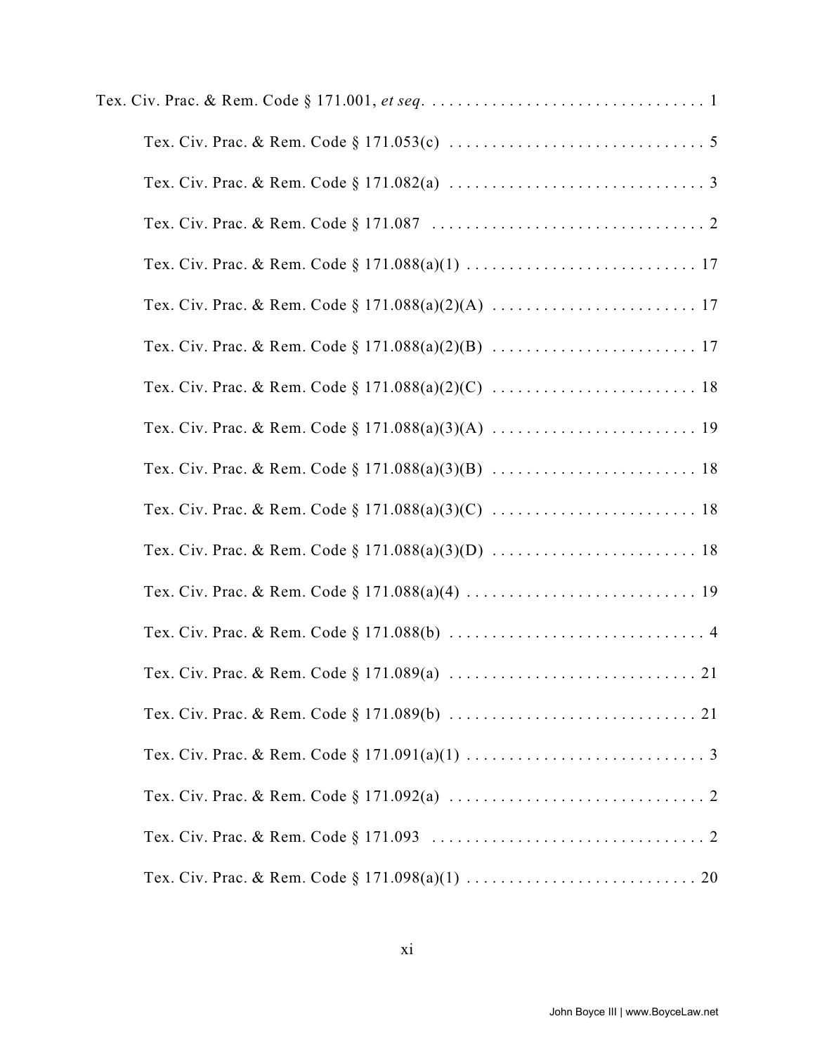Tex. Civ. Prac. & Rem. Code § 171.001, *et seq*. . . . . . . . . . . . . . . . . . . . . . . . . . . . . . . . . 1

Tex. Civ. Prac. & Rem. Code § 171.053(c) . . . . . . . . . . . . . . . . . . . . . . . . . . . . . . 5

Tex. Civ. Prac. & Rem. Code § 171.082(a) . . . . . . . . . . . . . . . . . . . . . . . . . . . . . . 3

Tex. Civ. Prac. & Rem. Code § 171.087 . . . . . . . . . . . . . . . . . . . . . . . . . . . . . . . . 2

Tex. Civ. Prac. & Rem. Code § 171.088(a)(1) . . . . . . . . . . . . . . . . . . . . . . . . . . . 17

Tex. Civ. Prac. & Rem. Code § 171.088(a)(2)(A) . . . . . . . . . . . . . . . . . . . . . . . . 17

Tex. Civ. Prac. & Rem. Code § 171.088(a)(2)(B) . . . . . . . . . . . . . . . . . . . . . . . . 17

Tex. Civ. Prac. & Rem. Code § 171.088(a)(2)(C) . . . . . . . . . . . . . . . . . . . . . . . . 18

Tex. Civ. Prac. & Rem. Code § 171.088(a)(3)(A) . . . . . . . . . . . . . . . . . . . . . . . . 19

Tex. Civ. Prac. & Rem. Code § 171.088(a)(3)(B) . . . . . . . . . . . . . . . . . . . . . . . . 18

Tex. Civ. Prac. & Rem. Code § 171.088(a)(3)(C) . . . . . . . . . . . . . . . . . . . . . . . . 18

Tex. Civ. Prac. & Rem. Code § 171.088(a)(3)(D) . . . . . . . . . . . . . . . . . . . . . . . . 18

Tex. Civ. Prac. & Rem. Code § 171.088(a)(4) . . . . . . . . . . . . . . . . . . . . . . . . . . . 19

Tex. Civ. Prac. & Rem. Code § 171.088(b) . . . . . . . . . . . . . . . . . . . . . . . . . . . . . . 4

Tex. Civ. Prac. & Rem. Code § 171.089(a) . . . . . . . . . . . . . . . . . . . . . . . . . . . . . 21

Tex. Civ. Prac. & Rem. Code § 171.089(b) . . . . . . . . . . . . . . . . . . . . . . . . . . . . . 21

Tex. Civ. Prac. & Rem. Code § 171.091(a)(1) . . . . . . . . . . . . . . . . . . . . . . . . . . . . 3

Tex. Civ. Prac. & Rem. Code § 171.092(a) . . . . . . . . . . . . . . . . . . . . . . . . . . . . . . 2

Tex. Civ. Prac. & Rem. Code § 171.093 . . . . . . . . . . . . . . . . . . . . . . . . . . . . . . . . 2

Tex. Civ. Prac. & Rem. Code § 171.098(a)(1) . . . . . . . . . . . . . . . . . . . . . . . . . . . 20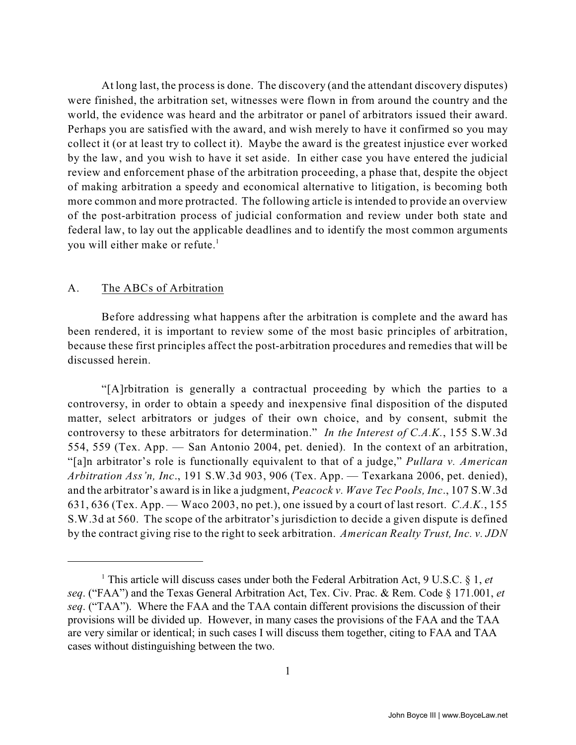At long last, the process is done. The discovery (and the attendant discovery disputes) were finished, the arbitration set, witnesses were flown in from around the country and the world, the evidence was heard and the arbitrator or panel of arbitrators issued their award. Perhaps you are satisfied with the award, and wish merely to have it confirmed so you may collect it (or at least try to collect it). Maybe the award is the greatest injustice ever worked by the law, and you wish to have it set aside. In either case you have entered the judicial review and enforcement phase of the arbitration proceeding, a phase that, despite the object of making arbitration a speedy and economical alternative to litigation, is becoming both more common and more protracted. The following article is intended to provide an overview of the post-arbitration process of judicial conformation and review under both state and federal law, to lay out the applicable deadlines and to identify the most common arguments you will either make or refute.[1]

## A. The ABCs of Arbitration

Before addressing what happens after the arbitration is complete and the award has been rendered, it is important to review some of the most basic principles of arbitration, because these first principles affect the post-arbitration procedures and remedies that will be discussed herein.

"[A]rbitration is generally a contractual proceeding by which the parties to a controversy, in order to obtain a speedy and inexpensive final disposition of the disputed matter, select arbitrators or judges of their own choice, and by consent, submit the controversy to these arbitrators for determination." *In the Interest of C.A.K.*, 155 S.W.3d 554, 559 (Tex. App. — San Antonio 2004, pet. denied). In the context of an arbitration, "[a]n arbitrator's role is functionally equivalent to that of a judge," *Pullara v. American Arbitration Ass'n, Inc*., 191 S.W.3d 903, 906 (Tex. App. — Texarkana 2006, pet. denied), and the arbitrator's award is in like a judgment, *Peacock v. Wave Tec Pools, Inc*., 107 S.W.3d 631, 636 (Tex. App. — Waco 2003, no pet.), one issued by a court of last resort. *C.A.K.*, 155 S.W.3d at 560. The scope of the arbitrator's jurisdiction to decide a given dispute is defined by the contract giving rise to the right to seek arbitration. *American Realty Trust, Inc. v. JDN*

---

[1] This article will discuss cases under both the Federal Arbitration Act, 9 U.S.C. § 1, *et seq*. ("FAA") and the Texas General Arbitration Act, Tex. Civ. Prac. & Rem. Code § 171.001, *et seq*. ("TAA"). Where the FAA and the TAA contain different provisions the discussion of their provisions will be divided up. However, in many cases the provisions of the FAA and the TAA are very similar or identical; in such cases I will discuss them together, citing to FAA and TAA cases without distinguishing between the two.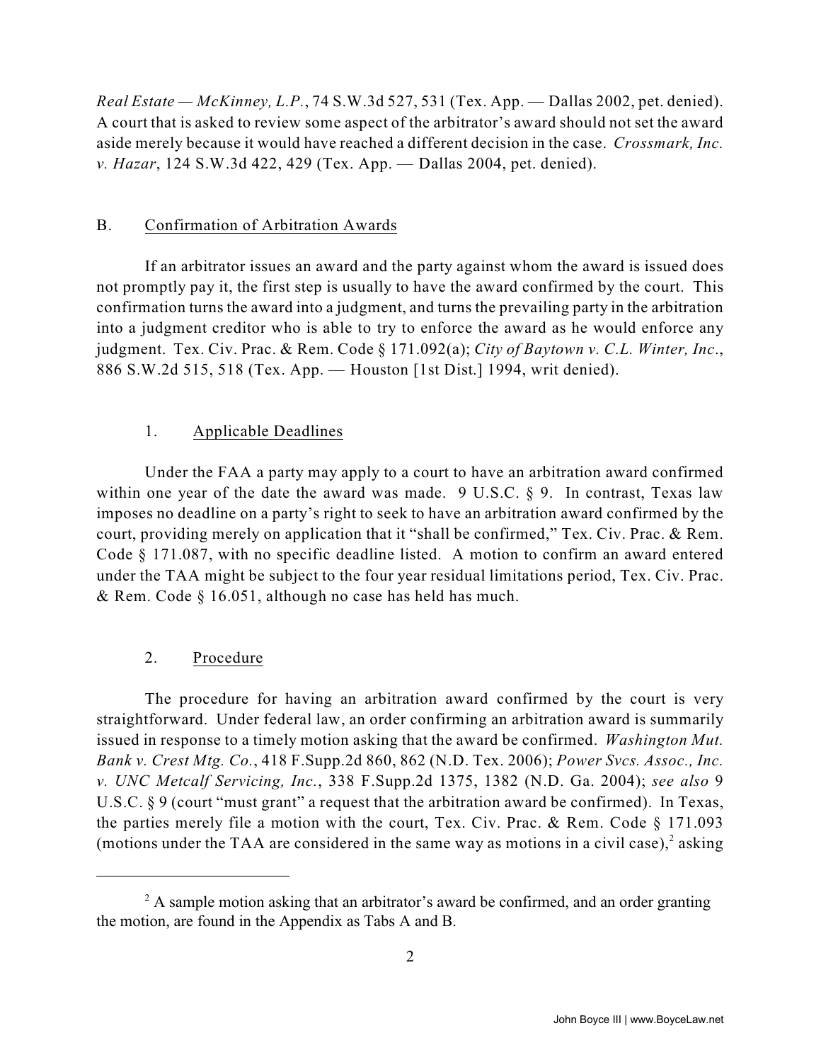*Real Estate — McKinney, L.P.*, 74 S.W.3d 527, 531 (Tex. App. — Dallas 2002, pet. denied). A court that is asked to review some aspect of the arbitrator's award should not set the award aside merely because it would have reached a different decision in the case. *Crossmark, Inc. v. Hazar*, 124 S.W.3d 422, 429 (Tex. App. — Dallas 2004, pet. denied).

### B. Confirmation of Arbitration Awards

If an arbitrator issues an award and the party against whom the award is issued does not promptly pay it, the first step is usually to have the award confirmed by the court. This confirmation turns the award into a judgment, and turns the prevailing party in the arbitration into a judgment creditor who is able to try to enforce the award as he would enforce any judgment. Tex. Civ. Prac. & Rem. Code § 171.092(a); *City of Baytown v. C.L. Winter, Inc.*, 886 S.W.2d 515, 518 (Tex. App. — Houston [1st Dist.] 1994, writ denied).

#### 1. Applicable Deadlines

Under the FAA a party may apply to a court to have an arbitration award confirmed within one year of the date the award was made. 9 U.S.C. § 9. In contrast, Texas law imposes no deadline on a party's right to seek to have an arbitration award confirmed by the court, providing merely on application that it "shall be confirmed," Tex. Civ. Prac. & Rem. Code § 171.087, with no specific deadline listed. A motion to confirm an award entered under the TAA might be subject to the four year residual limitations period, Tex. Civ. Prac. & Rem. Code § 16.051, although no case has held has much.

#### 2. Procedure

The procedure for having an arbitration award confirmed by the court is very straightforward. Under federal law, an order confirming an arbitration award is summarily issued in response to a timely motion asking that the award be confirmed. *Washington Mut. Bank v. Crest Mtg. Co.*, 418 F.Supp.2d 860, 862 (N.D. Tex. 2006); *Power Svcs. Assoc., Inc. v. UNC Metcalf Servicing, Inc.*, 338 F.Supp.2d 1375, 1382 (N.D. Ga. 2004); *see also* 9 U.S.C. § 9 (court "must grant" a request that the arbitration award be confirmed). In Texas, the parties merely file a motion with the court, Tex. Civ. Prac. & Rem. Code § 171.093 (motions under the TAA are considered in the same way as motions in a civil case),[2] asking

---

[2] A sample motion asking that an arbitrator's award be confirmed, and an order granting the motion, are found in the Appendix as Tabs A and B.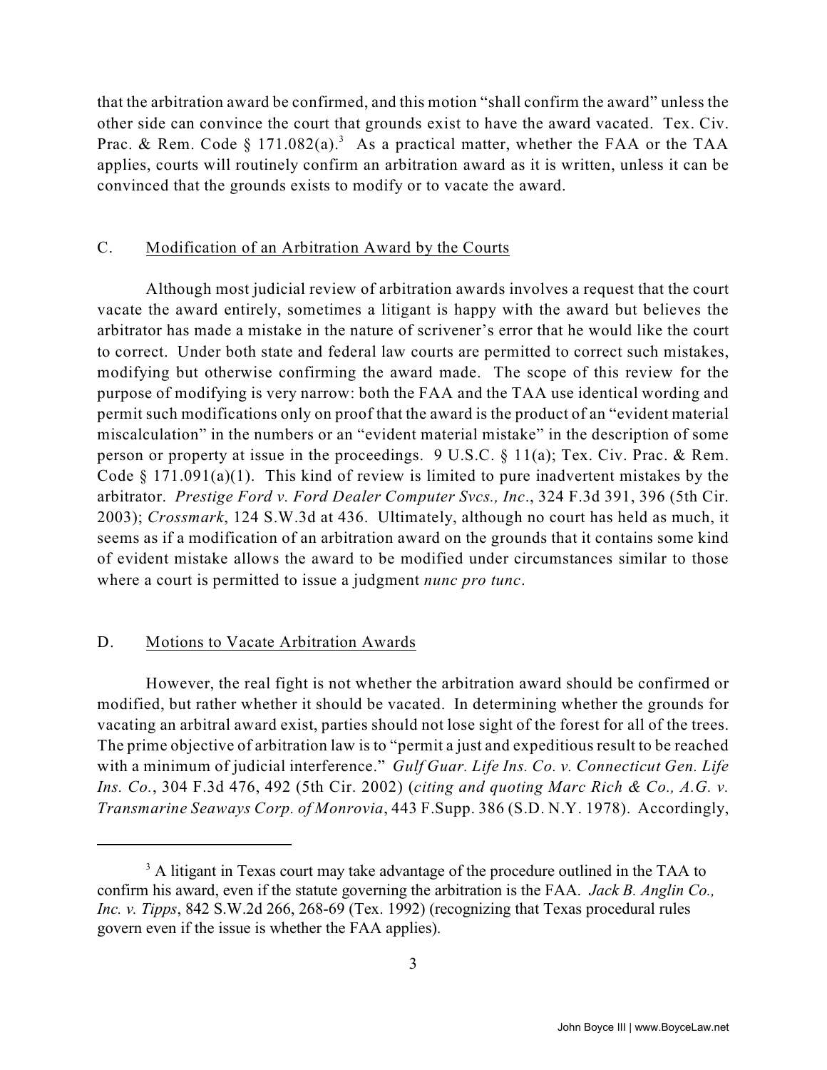that the arbitration award be confirmed, and this motion "shall confirm the award" unless the other side can convince the court that grounds exist to have the award vacated. Tex. Civ. Prac. & Rem. Code § 171.082(a).[3] As a practical matter, whether the FAA or the TAA applies, courts will routinely confirm an arbitration award as it is written, unless it can be convinced that the grounds exists to modify or to vacate the award.

### C. Modification of an Arbitration Award by the Courts

Although most judicial review of arbitration awards involves a request that the court vacate the award entirely, sometimes a litigant is happy with the award but believes the arbitrator has made a mistake in the nature of scrivener's error that he would like the court to correct. Under both state and federal law courts are permitted to correct such mistakes, modifying but otherwise confirming the award made. The scope of this review for the purpose of modifying is very narrow: both the FAA and the TAA use identical wording and permit such modifications only on proof that the award is the product of an "evident material miscalculation" in the numbers or an "evident material mistake" in the description of some person or property at issue in the proceedings. 9 U.S.C. § 11(a); Tex. Civ. Prac. & Rem. Code § 171.091(a)(1). This kind of review is limited to pure inadvertent mistakes by the arbitrator. *Prestige Ford v. Ford Dealer Computer Svcs., Inc*., 324 F.3d 391, 396 (5th Cir. 2003); *Crossmark*, 124 S.W.3d at 436. Ultimately, although no court has held as much, it seems as if a modification of an arbitration award on the grounds that it contains some kind of evident mistake allows the award to be modified under circumstances similar to those where a court is permitted to issue a judgment *nunc pro tunc*.

### D. Motions to Vacate Arbitration Awards

However, the real fight is not whether the arbitration award should be confirmed or modified, but rather whether it should be vacated. In determining whether the grounds for vacating an arbitral award exist, parties should not lose sight of the forest for all of the trees. The prime objective of arbitration law is to "permit a just and expeditious result to be reached with a minimum of judicial interference." *Gulf Guar. Life Ins. Co. v. Connecticut Gen. Life Ins. Co.*, 304 F.3d 476, 492 (5th Cir. 2002) (*citing and quoting Marc Rich & Co., A.G. v. Transmarine Seaways Corp. of Monrovia*, 443 F.Supp. 386 (S.D. N.Y. 1978). Accordingly,

---

[3] A litigant in Texas court may take advantage of the procedure outlined in the TAA to confirm his award, even if the statute governing the arbitration is the FAA. *Jack B. Anglin Co., Inc. v. Tipps*, 842 S.W.2d 266, 268-69 (Tex. 1992) (recognizing that Texas procedural rules govern even if the issue is whether the FAA applies).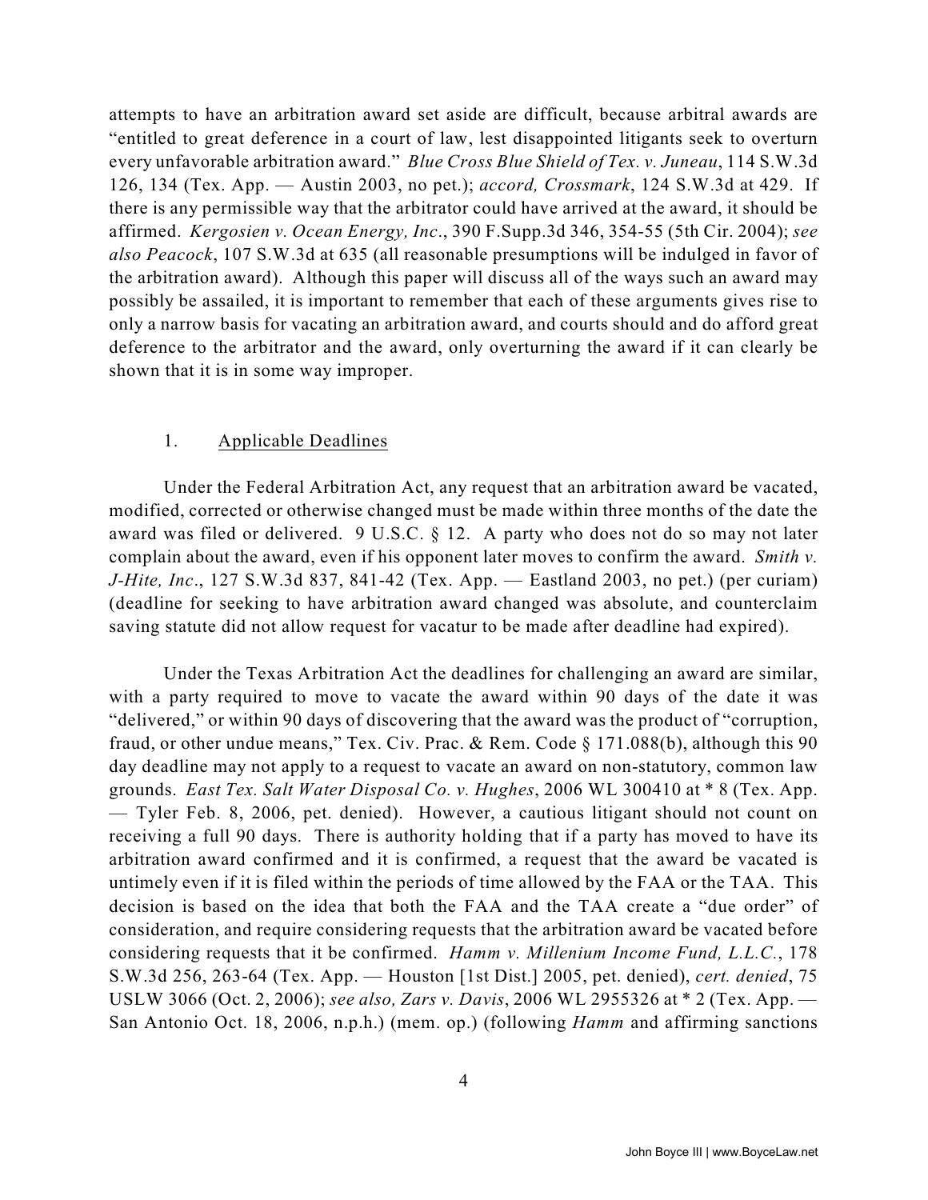attempts to have an arbitration award set aside are difficult, because arbitral awards are "entitled to great deference in a court of law, lest disappointed litigants seek to overturn every unfavorable arbitration award." *Blue Cross Blue Shield of Tex. v. Juneau*, 114 S.W.3d 126, 134 (Tex. App. — Austin 2003, no pet.); *accord, Crossmark*, 124 S.W.3d at 429. If there is any permissible way that the arbitrator could have arrived at the award, it should be affirmed. *Kergosien v. Ocean Energy, Inc*., 390 F.Supp.3d 346, 354-55 (5th Cir. 2004); *see also Peacock*, 107 S.W.3d at 635 (all reasonable presumptions will be indulged in favor of the arbitration award). Although this paper will discuss all of the ways such an award may possibly be assailed, it is important to remember that each of these arguments gives rise to only a narrow basis for vacating an arbitration award, and courts should and do afford great deference to the arbitrator and the award, only overturning the award if it can clearly be shown that it is in some way improper.

### 1. Applicable Deadlines

Under the Federal Arbitration Act, any request that an arbitration award be vacated, modified, corrected or otherwise changed must be made within three months of the date the award was filed or delivered. 9 U.S.C. § 12. A party who does not do so may not later complain about the award, even if his opponent later moves to confirm the award. *Smith v. J-Hite, Inc*., 127 S.W.3d 837, 841-42 (Tex. App. — Eastland 2003, no pet.) (per curiam) (deadline for seeking to have arbitration award changed was absolute, and counterclaim saving statute did not allow request for vacatur to be made after deadline had expired).

Under the Texas Arbitration Act the deadlines for challenging an award are similar, with a party required to move to vacate the award within 90 days of the date it was "delivered," or within 90 days of discovering that the award was the product of "corruption, fraud, or other undue means," Tex. Civ. Prac. & Rem. Code § 171.088(b), although this 90 day deadline may not apply to a request to vacate an award on non-statutory, common law grounds. *East Tex. Salt Water Disposal Co. v. Hughes*, 2006 WL 300410 at * 8 (Tex. App. — Tyler Feb. 8, 2006, pet. denied). However, a cautious litigant should not count on receiving a full 90 days. There is authority holding that if a party has moved to have its arbitration award confirmed and it is confirmed, a request that the award be vacated is untimely even if it is filed within the periods of time allowed by the FAA or the TAA. This decision is based on the idea that both the FAA and the TAA create a "due order" of consideration, and require considering requests that the arbitration award be vacated before considering requests that it be confirmed. *Hamm v. Millenium Income Fund, L.L.C.*, 178 S.W.3d 256, 263-64 (Tex. App. — Houston [1st Dist.] 2005, pet. denied), *cert. denied*, 75 USLW 3066 (Oct. 2, 2006); *see also, Zars v. Davis*, 2006 WL 2955326 at * 2 (Tex. App. — San Antonio Oct. 18, 2006, n.p.h.) (mem. op.) (following *Hamm* and affirming sanctions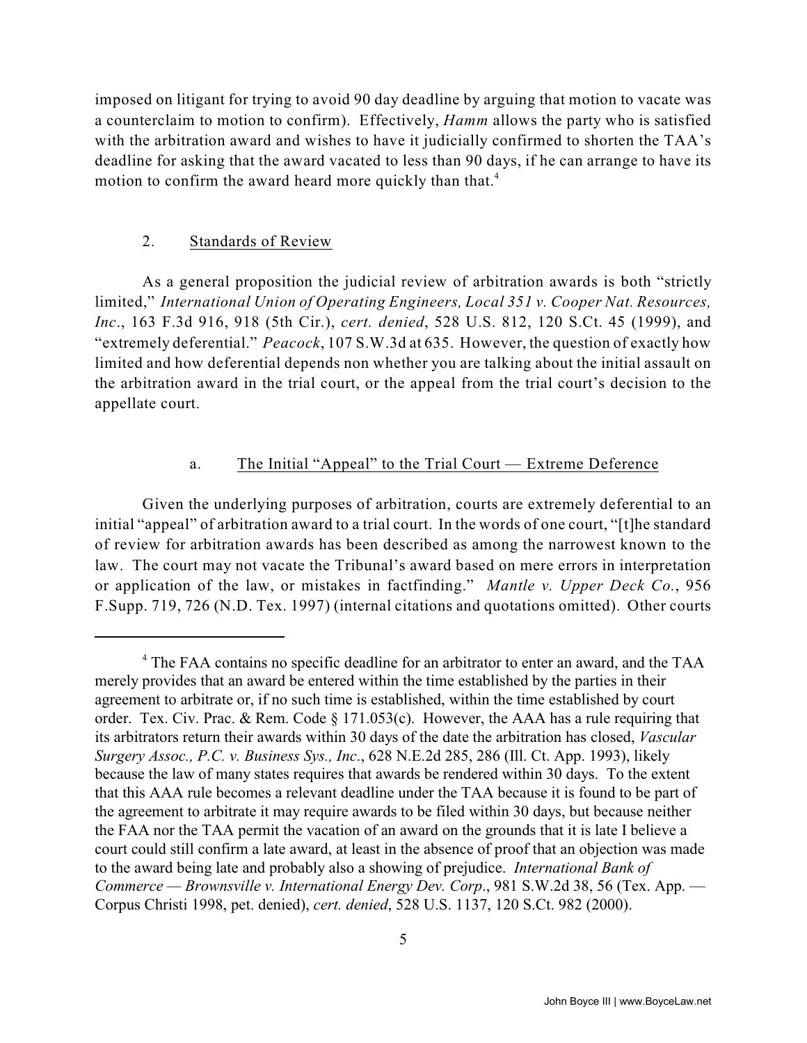imposed on litigant for trying to avoid 90 day deadline by arguing that motion to vacate was a counterclaim to motion to confirm). Effectively, *Hamm* allows the party who is satisfied with the arbitration award and wishes to have it judicially confirmed to shorten the TAA's deadline for asking that the award vacated to less than 90 days, if he can arrange to have its motion to confirm the award heard more quickly than that.[4]

### 2. Standards of Review

As a general proposition the judicial review of arbitration awards is both "strictly limited," *International Union of Operating Engineers, Local 351 v. Cooper Nat. Resources, Inc*., 163 F.3d 916, 918 (5th Cir.), *cert. denied*, 528 U.S. 812, 120 S.Ct. 45 (1999), and "extremely deferential." *Peacock*, 107 S.W.3d at 635. However, the question of exactly how limited and how deferential depends non whether you are talking about the initial assault on the arbitration award in the trial court, or the appeal from the trial court's decision to the appellate court.

#### a. The Initial "Appeal" to the Trial Court — Extreme Deference

Given the underlying purposes of arbitration, courts are extremely deferential to an initial "appeal" of arbitration award to a trial court. In the words of one court, "[t]he standard of review for arbitration awards has been described as among the narrowest known to the law. The court may not vacate the Tribunal's award based on mere errors in interpretation or application of the law, or mistakes in factfinding." *Mantle v. Upper Deck Co.*, 956 F.Supp. 719, 726 (N.D. Tex. 1997) (internal citations and quotations omitted). Other courts

---

[4] The FAA contains no specific deadline for an arbitrator to enter an award, and the TAA merely provides that an award be entered within the time established by the parties in their agreement to arbitrate or, if no such time is established, within the time established by court order. Tex. Civ. Prac. & Rem. Code § 171.053(c). However, the AAA has a rule requiring that its arbitrators return their awards within 30 days of the date the arbitration has closed, *Vascular Surgery Assoc., P.C. v. Business Sys., Inc*., 628 N.E.2d 285, 286 (Ill. Ct. App. 1993), likely because the law of many states requires that awards be rendered within 30 days. To the extent that this AAA rule becomes a relevant deadline under the TAA because it is found to be part of the agreement to arbitrate it may require awards to be filed within 30 days, but because neither the FAA nor the TAA permit the vacation of an award on the grounds that it is late I believe a court could still confirm a late award, at least in the absence of proof that an objection was made to the award being late and probably also a showing of prejudice. *International Bank of Commerce — Brownsville v. International Energy Dev. Corp*., 981 S.W.2d 38, 56 (Tex. App. — Corpus Christi 1998, pet. denied), *cert. denied*, 528 U.S. 1137, 120 S.Ct. 982 (2000).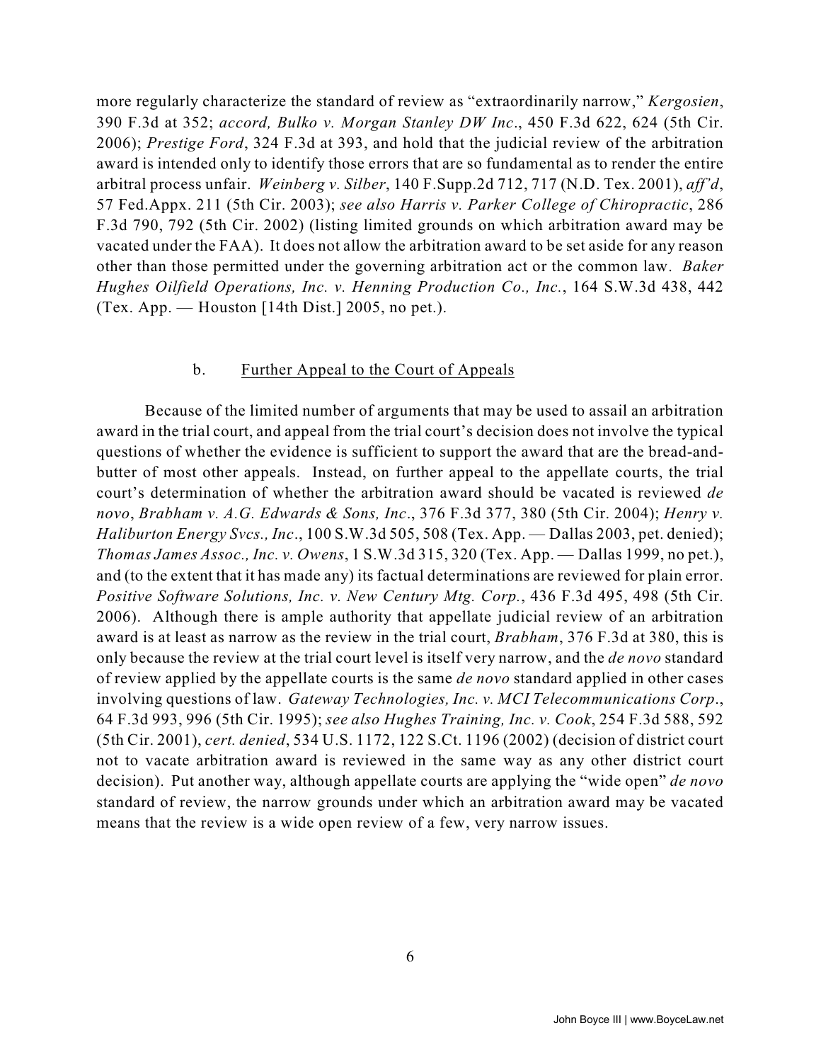more regularly characterize the standard of review as "extraordinarily narrow," *Kergosien*, 390 F.3d at 352; *accord, Bulko v. Morgan Stanley DW Inc*., 450 F.3d 622, 624 (5th Cir. 2006); *Prestige Ford*, 324 F.3d at 393, and hold that the judicial review of the arbitration award is intended only to identify those errors that are so fundamental as to render the entire arbitral process unfair. *Weinberg v. Silber*, 140 F.Supp.2d 712, 717 (N.D. Tex. 2001), *aff'd*, 57 Fed.Appx. 211 (5th Cir. 2003); *see also Harris v. Parker College of Chiropractic*, 286 F.3d 790, 792 (5th Cir. 2002) (listing limited grounds on which arbitration award may be vacated under the FAA). It does not allow the arbitration award to be set aside for any reason other than those permitted under the governing arbitration act or the common law. *Baker Hughes Oilfield Operations, Inc. v. Henning Production Co., Inc.*, 164 S.W.3d 438, 442 (Tex. App. — Houston [14th Dist.] 2005, no pet.).

### b. Further Appeal to the Court of Appeals

Because of the limited number of arguments that may be used to assail an arbitration award in the trial court, and appeal from the trial court's decision does not involve the typical questions of whether the evidence is sufficient to support the award that are the bread-and-butter of most other appeals. Instead, on further appeal to the appellate courts, the trial court's determination of whether the arbitration award should be vacated is reviewed *de novo*, *Brabham v. A.G. Edwards & Sons, Inc*., 376 F.3d 377, 380 (5th Cir. 2004); *Henry v. Haliburton Energy Svcs., Inc*., 100 S.W.3d 505, 508 (Tex. App. — Dallas 2003, pet. denied); *Thomas James Assoc., Inc. v. Owens*, 1 S.W.3d 315, 320 (Tex. App. — Dallas 1999, no pet.), and (to the extent that it has made any) its factual determinations are reviewed for plain error. *Positive Software Solutions, Inc. v. New Century Mtg. Corp.*, 436 F.3d 495, 498 (5th Cir. 2006). Although there is ample authority that appellate judicial review of an arbitration award is at least as narrow as the review in the trial court, *Brabham*, 376 F.3d at 380, this is only because the review at the trial court level is itself very narrow, and the *de novo* standard of review applied by the appellate courts is the same *de novo* standard applied in other cases involving questions of law. *Gateway Technologies, Inc. v. MCI Telecommunications Corp*., 64 F.3d 993, 996 (5th Cir. 1995); *see also Hughes Training, Inc. v. Cook*, 254 F.3d 588, 592 (5th Cir. 2001), *cert. denied*, 534 U.S. 1172, 122 S.Ct. 1196 (2002) (decision of district court not to vacate arbitration award is reviewed in the same way as any other district court decision). Put another way, although appellate courts are applying the "wide open" *de novo* standard of review, the narrow grounds under which an arbitration award may be vacated means that the review is a wide open review of a few, very narrow issues.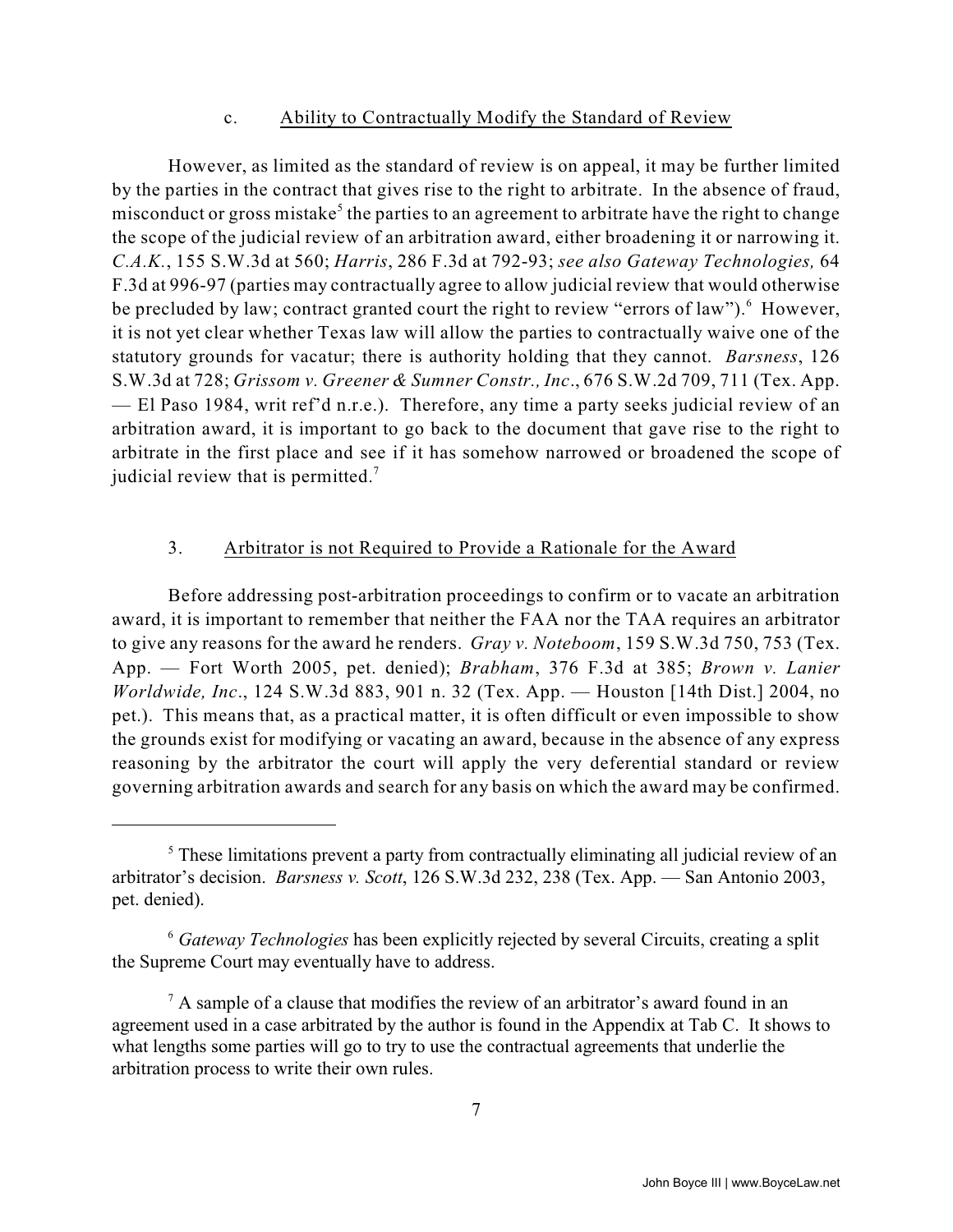#### c. Ability to Contractually Modify the Standard of Review

However, as limited as the standard of review is on appeal, it may be further limited by the parties in the contract that gives rise to the right to arbitrate. In the absence of fraud, misconduct or gross mistake[5] the parties to an agreement to arbitrate have the right to change the scope of the judicial review of an arbitration award, either broadening it or narrowing it. *C.A.K.*, 155 S.W.3d at 560; *Harris*, 286 F.3d at 792-93; *see also Gateway Technologies,* 64 F.3d at 996-97 (parties may contractually agree to allow judicial review that would otherwise be precluded by law; contract granted court the right to review "errors of law").[6] However, it is not yet clear whether Texas law will allow the parties to contractually waive one of the statutory grounds for vacatur; there is authority holding that they cannot. *Barsness*, 126 S.W.3d at 728; *Grissom v. Greener & Sumner Constr., Inc*., 676 S.W.2d 709, 711 (Tex. App. — El Paso 1984, writ ref'd n.r.e.). Therefore, any time a party seeks judicial review of an arbitration award, it is important to go back to the document that gave rise to the right to arbitrate in the first place and see if it has somehow narrowed or broadened the scope of judicial review that is permitted.[7]

### 3. Arbitrator is not Required to Provide a Rationale for the Award

Before addressing post-arbitration proceedings to confirm or to vacate an arbitration award, it is important to remember that neither the FAA nor the TAA requires an arbitrator to give any reasons for the award he renders. *Gray v. Noteboom*, 159 S.W.3d 750, 753 (Tex. App. — Fort Worth 2005, pet. denied); *Brabham*, 376 F.3d at 385; *Brown v. Lanier Worldwide, Inc*., 124 S.W.3d 883, 901 n. 32 (Tex. App. — Houston [14th Dist.] 2004, no pet.). This means that, as a practical matter, it is often difficult or even impossible to show the grounds exist for modifying or vacating an award, because in the absence of any express reasoning by the arbitrator the court will apply the very deferential standard or review governing arbitration awards and search for any basis on which the award may be confirmed.

---

[5] These limitations prevent a party from contractually eliminating all judicial review of an arbitrator's decision. *Barsness v. Scott*, 126 S.W.3d 232, 238 (Tex. App. — San Antonio 2003, pet. denied).

[6] *Gateway Technologies* has been explicitly rejected by several Circuits, creating a split the Supreme Court may eventually have to address.

[7] A sample of a clause that modifies the review of an arbitrator's award found in an agreement used in a case arbitrated by the author is found in the Appendix at Tab C. It shows to what lengths some parties will go to try to use the contractual agreements that underlie the arbitration process to write their own rules.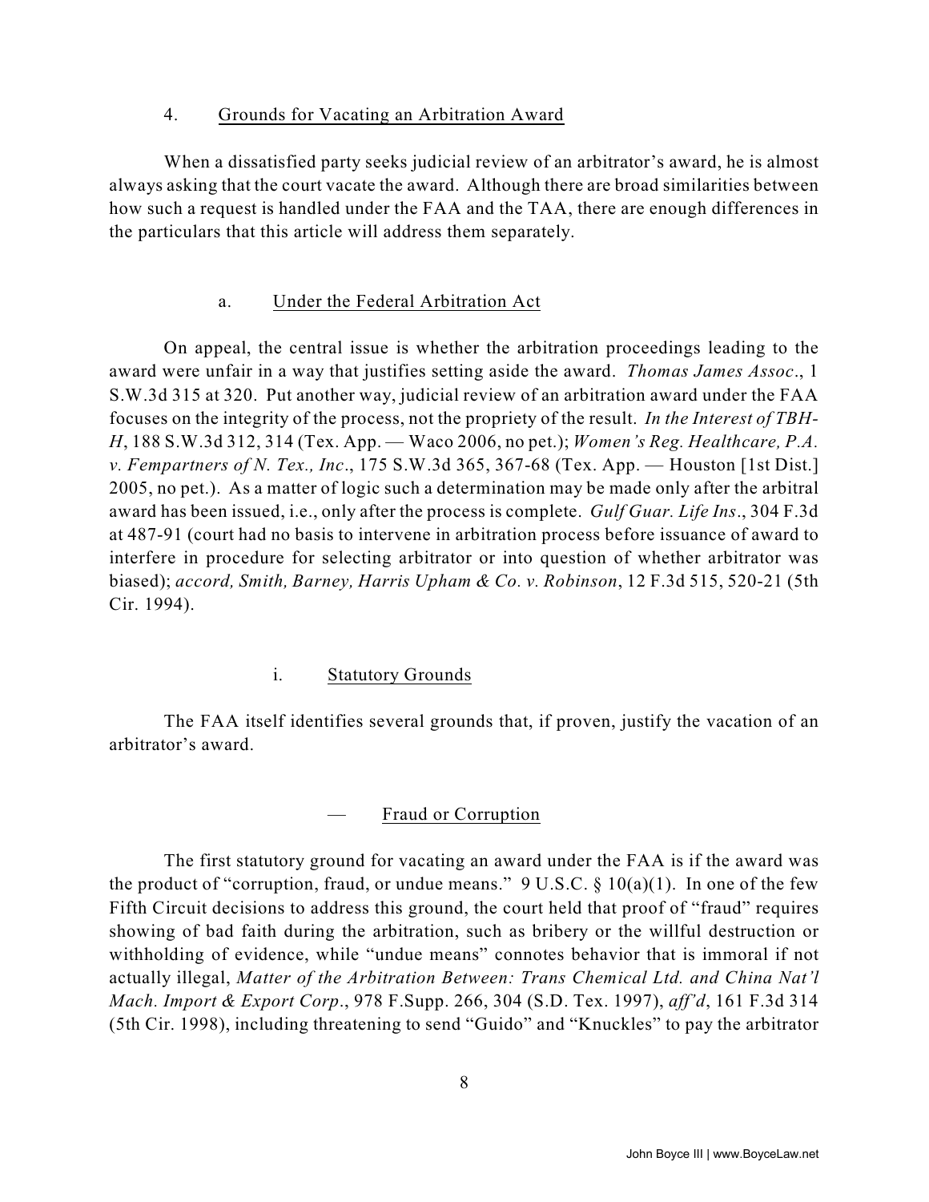### 4. Grounds for Vacating an Arbitration Award

When a dissatisfied party seeks judicial review of an arbitrator's award, he is almost always asking that the court vacate the award. Although there are broad similarities between how such a request is handled under the FAA and the TAA, there are enough differences in the particulars that this article will address them separately.

#### a. Under the Federal Arbitration Act

On appeal, the central issue is whether the arbitration proceedings leading to the award were unfair in a way that justifies setting aside the award. *Thomas James Assoc*., 1 S.W.3d 315 at 320. Put another way, judicial review of an arbitration award under the FAA focuses on the integrity of the process, not the propriety of the result. *In the Interest of TBH-H*, 188 S.W.3d 312, 314 (Tex. App. — Waco 2006, no pet.); *Women's Reg. Healthcare, P.A. v. Fempartners of N. Tex., Inc*., 175 S.W.3d 365, 367-68 (Tex. App. — Houston [1st Dist.] 2005, no pet.). As a matter of logic such a determination may be made only after the arbitral award has been issued, i.e., only after the process is complete. *Gulf Guar. Life Ins*., 304 F.3d at 487-91 (court had no basis to intervene in arbitration process before issuance of award to interfere in procedure for selecting arbitrator or into question of whether arbitrator was biased); *accord, Smith, Barney, Harris Upham & Co. v. Robinson*, 12 F.3d 515, 520-21 (5th Cir. 1994).

##### i. Statutory Grounds

The FAA itself identifies several grounds that, if proven, justify the vacation of an arbitrator's award.

###### — Fraud or Corruption

The first statutory ground for vacating an award under the FAA is if the award was the product of "corruption, fraud, or undue means." 9 U.S.C. § 10(a)(1). In one of the few Fifth Circuit decisions to address this ground, the court held that proof of "fraud" requires showing of bad faith during the arbitration, such as bribery or the willful destruction or withholding of evidence, while "undue means" connotes behavior that is immoral if not actually illegal, *Matter of the Arbitration Between: Trans Chemical Ltd. and China Nat'l Mach. Import & Export Corp*., 978 F.Supp. 266, 304 (S.D. Tex. 1997), *aff'd*, 161 F.3d 314 (5th Cir. 1998), including threatening to send "Guido" and "Knuckles" to pay the arbitrator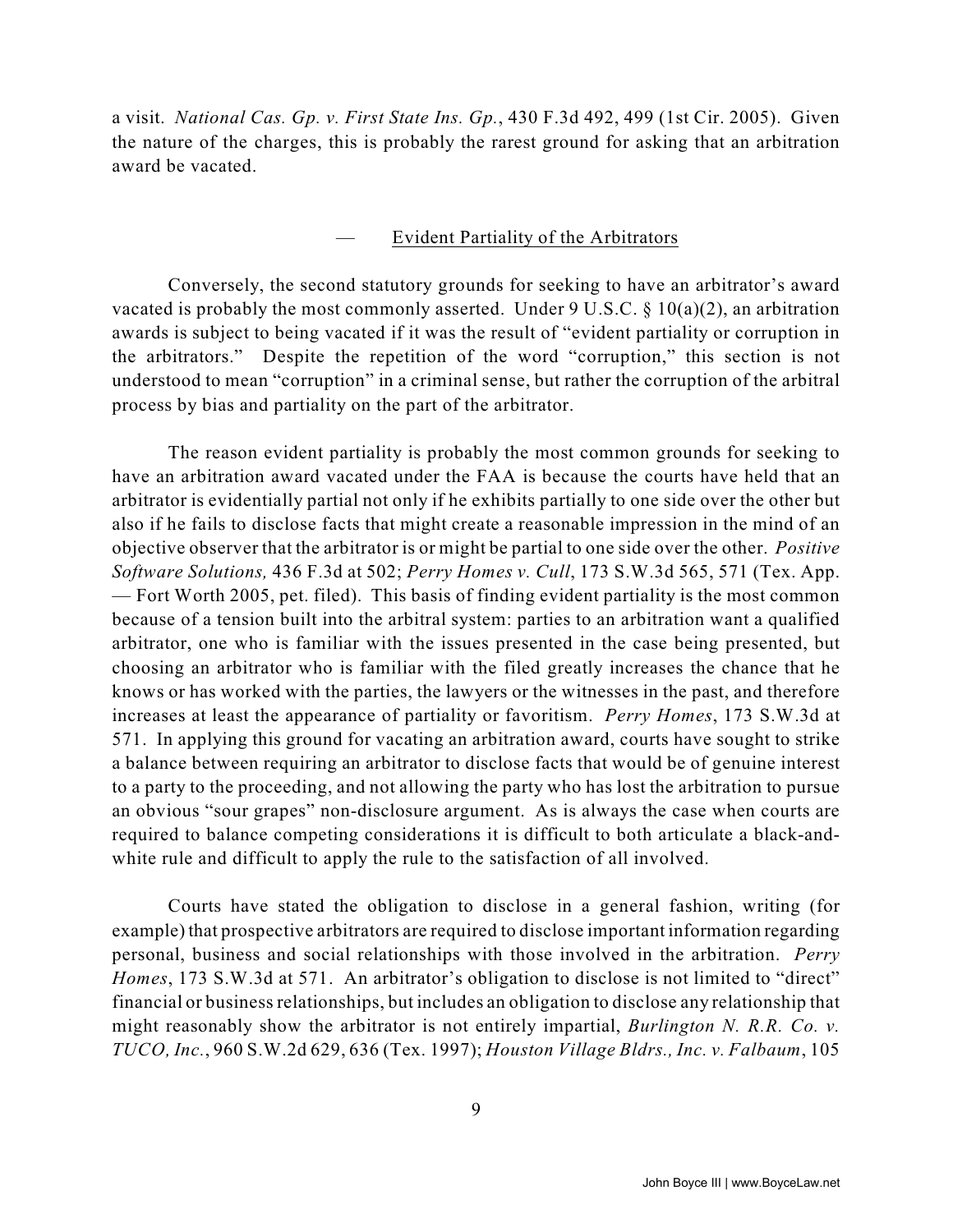a visit. *National Cas. Gp. v. First State Ins. Gp.*, 430 F.3d 492, 499 (1st Cir. 2005). Given the nature of the charges, this is probably the rarest ground for asking that an arbitration award be vacated.

— Evident Partiality of the Arbitrators

Conversely, the second statutory grounds for seeking to have an arbitrator's award vacated is probably the most commonly asserted. Under 9 U.S.C. § 10(a)(2), an arbitration awards is subject to being vacated if it was the result of "evident partiality or corruption in the arbitrators." Despite the repetition of the word "corruption," this section is not understood to mean "corruption" in a criminal sense, but rather the corruption of the arbitral process by bias and partiality on the part of the arbitrator.

The reason evident partiality is probably the most common grounds for seeking to have an arbitration award vacated under the FAA is because the courts have held that an arbitrator is evidentially partial not only if he exhibits partially to one side over the other but also if he fails to disclose facts that might create a reasonable impression in the mind of an objective observer that the arbitrator is or might be partial to one side over the other. *Positive Software Solutions,* 436 F.3d at 502; *Perry Homes v. Cull*, 173 S.W.3d 565, 571 (Tex. App. — Fort Worth 2005, pet. filed). This basis of finding evident partiality is the most common because of a tension built into the arbitral system: parties to an arbitration want a qualified arbitrator, one who is familiar with the issues presented in the case being presented, but choosing an arbitrator who is familiar with the filed greatly increases the chance that he knows or has worked with the parties, the lawyers or the witnesses in the past, and therefore increases at least the appearance of partiality or favoritism. *Perry Homes*, 173 S.W.3d at 571. In applying this ground for vacating an arbitration award, courts have sought to strike a balance between requiring an arbitrator to disclose facts that would be of genuine interest to a party to the proceeding, and not allowing the party who has lost the arbitration to pursue an obvious "sour grapes" non-disclosure argument. As is always the case when courts are required to balance competing considerations it is difficult to both articulate a black-and-white rule and difficult to apply the rule to the satisfaction of all involved.

Courts have stated the obligation to disclose in a general fashion, writing (for example) that prospective arbitrators are required to disclose important information regarding personal, business and social relationships with those involved in the arbitration. *Perry Homes*, 173 S.W.3d at 571. An arbitrator's obligation to disclose is not limited to "direct" financial or business relationships, but includes an obligation to disclose any relationship that might reasonably show the arbitrator is not entirely impartial, *Burlington N. R.R. Co. v. TUCO, Inc.*, 960 S.W.2d 629, 636 (Tex. 1997); *Houston Village Bldrs., Inc. v. Falbaum*, 105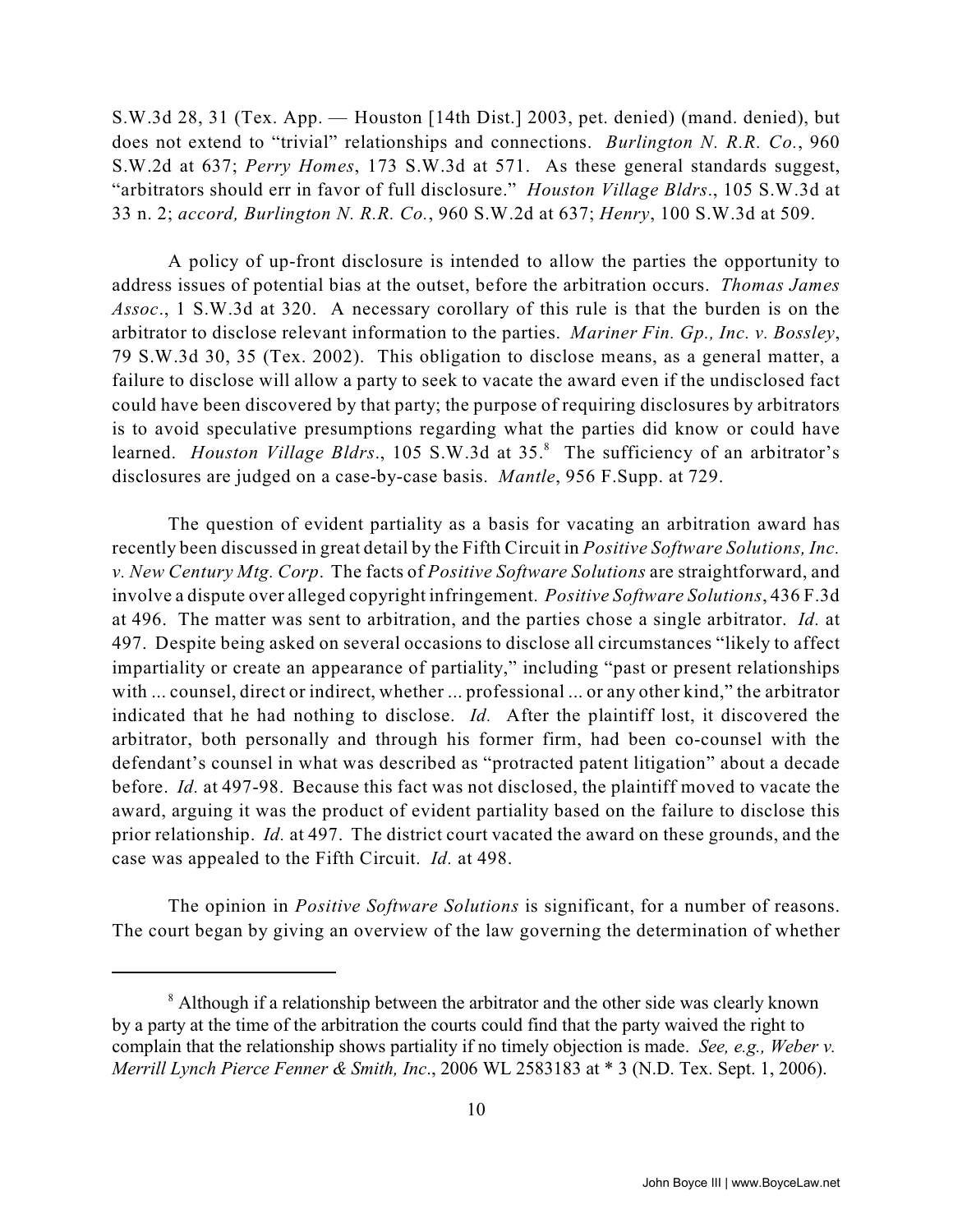S.W.3d 28, 31 (Tex. App. — Houston [14th Dist.] 2003, pet. denied) (mand. denied), but does not extend to "trivial" relationships and connections. *Burlington N. R.R. Co.*, 960 S.W.2d at 637; *Perry Homes*, 173 S.W.3d at 571. As these general standards suggest, "arbitrators should err in favor of full disclosure." *Houston Village Bldrs*., 105 S.W.3d at 33 n. 2; *accord, Burlington N. R.R. Co.*, 960 S.W.2d at 637; *Henry*, 100 S.W.3d at 509.

A policy of up-front disclosure is intended to allow the parties the opportunity to address issues of potential bias at the outset, before the arbitration occurs. *Thomas James Assoc*., 1 S.W.3d at 320. A necessary corollary of this rule is that the burden is on the arbitrator to disclose relevant information to the parties. *Mariner Fin. Gp., Inc. v. Bossley*, 79 S.W.3d 30, 35 (Tex. 2002). This obligation to disclose means, as a general matter, a failure to disclose will allow a party to seek to vacate the award even if the undisclosed fact could have been discovered by that party; the purpose of requiring disclosures by arbitrators is to avoid speculative presumptions regarding what the parties did know or could have learned. *Houston Village Bldrs*., 105 S.W.3d at 35.[8] The sufficiency of an arbitrator's disclosures are judged on a case-by-case basis. *Mantle*, 956 F.Supp. at 729.

The question of evident partiality as a basis for vacating an arbitration award has recently been discussed in great detail by the Fifth Circuit in *Positive Software Solutions, Inc. v. New Century Mtg. Corp*. The facts of *Positive Software Solutions* are straightforward, and involve a dispute over alleged copyright infringement. *Positive Software Solutions*, 436 F.3d at 496. The matter was sent to arbitration, and the parties chose a single arbitrator. *Id.* at 497. Despite being asked on several occasions to disclose all circumstances "likely to affect impartiality or create an appearance of partiality," including "past or present relationships with ... counsel, direct or indirect, whether ... professional ... or any other kind," the arbitrator indicated that he had nothing to disclose. *Id.* After the plaintiff lost, it discovered the arbitrator, both personally and through his former firm, had been co-counsel with the defendant's counsel in what was described as "protracted patent litigation" about a decade before. *Id.* at 497-98. Because this fact was not disclosed, the plaintiff moved to vacate the award, arguing it was the product of evident partiality based on the failure to disclose this prior relationship. *Id.* at 497. The district court vacated the award on these grounds, and the case was appealed to the Fifth Circuit. *Id.* at 498.

The opinion in *Positive Software Solutions* is significant, for a number of reasons. The court began by giving an overview of the law governing the determination of whether

[8] Although if a relationship between the arbitrator and the other side was clearly known by a party at the time of the arbitration the courts could find that the party waived the right to complain that the relationship shows partiality if no timely objection is made. *See, e.g., Weber v. Merrill Lynch Pierce Fenner & Smith, Inc*., 2006 WL 2583183 at * 3 (N.D. Tex. Sept. 1, 2006).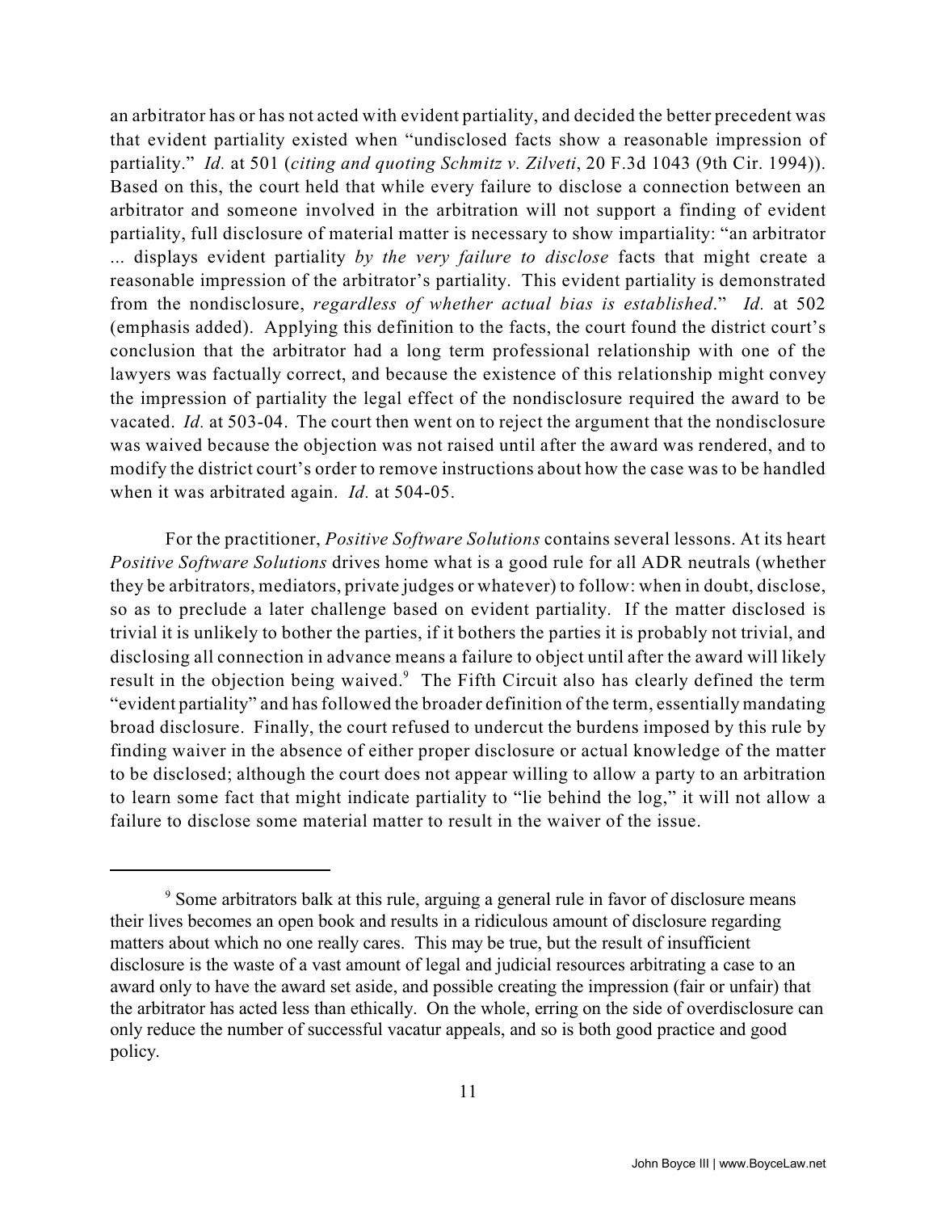an arbitrator has or has not acted with evident partiality, and decided the better precedent was that evident partiality existed when "undisclosed facts show a reasonable impression of partiality." *Id.* at 501 (*citing and quoting Schmitz v. Zilveti*, 20 F.3d 1043 (9th Cir. 1994)). Based on this, the court held that while every failure to disclose a connection between an arbitrator and someone involved in the arbitration will not support a finding of evident partiality, full disclosure of material matter is necessary to show impartiality: "an arbitrator ... displays evident partiality *by the very failure to disclose* facts that might create a reasonable impression of the arbitrator's partiality. This evident partiality is demonstrated from the nondisclosure, *regardless of whether actual bias is established*." *Id.* at 502 (emphasis added). Applying this definition to the facts, the court found the district court's conclusion that the arbitrator had a long term professional relationship with one of the lawyers was factually correct, and because the existence of this relationship might convey the impression of partiality the legal effect of the nondisclosure required the award to be vacated. *Id.* at 503-04. The court then went on to reject the argument that the nondisclosure was waived because the objection was not raised until after the award was rendered, and to modify the district court's order to remove instructions about how the case was to be handled when it was arbitrated again. *Id.* at 504-05.

For the practitioner, *Positive Software Solutions* contains several lessons. At its heart *Positive Software Solutions* drives home what is a good rule for all ADR neutrals (whether they be arbitrators, mediators, private judges or whatever) to follow: when in doubt, disclose, so as to preclude a later challenge based on evident partiality. If the matter disclosed is trivial it is unlikely to bother the parties, if it bothers the parties it is probably not trivial, and disclosing all connection in advance means a failure to object until after the award will likely result in the objection being waived.[9] The Fifth Circuit also has clearly defined the term "evident partiality" and has followed the broader definition of the term, essentially mandating broad disclosure. Finally, the court refused to undercut the burdens imposed by this rule by finding waiver in the absence of either proper disclosure or actual knowledge of the matter to be disclosed; although the court does not appear willing to allow a party to an arbitration to learn some fact that might indicate partiality to "lie behind the log," it will not allow a failure to disclose some material matter to result in the waiver of the issue.

---

[9] Some arbitrators balk at this rule, arguing a general rule in favor of disclosure means their lives becomes an open book and results in a ridiculous amount of disclosure regarding matters about which no one really cares. This may be true, but the result of insufficient disclosure is the waste of a vast amount of legal and judicial resources arbitrating a case to an award only to have the award set aside, and possible creating the impression (fair or unfair) that the arbitrator has acted less than ethically. On the whole, erring on the side of overdisclosure can only reduce the number of successful vacatur appeals, and so is both good practice and good policy.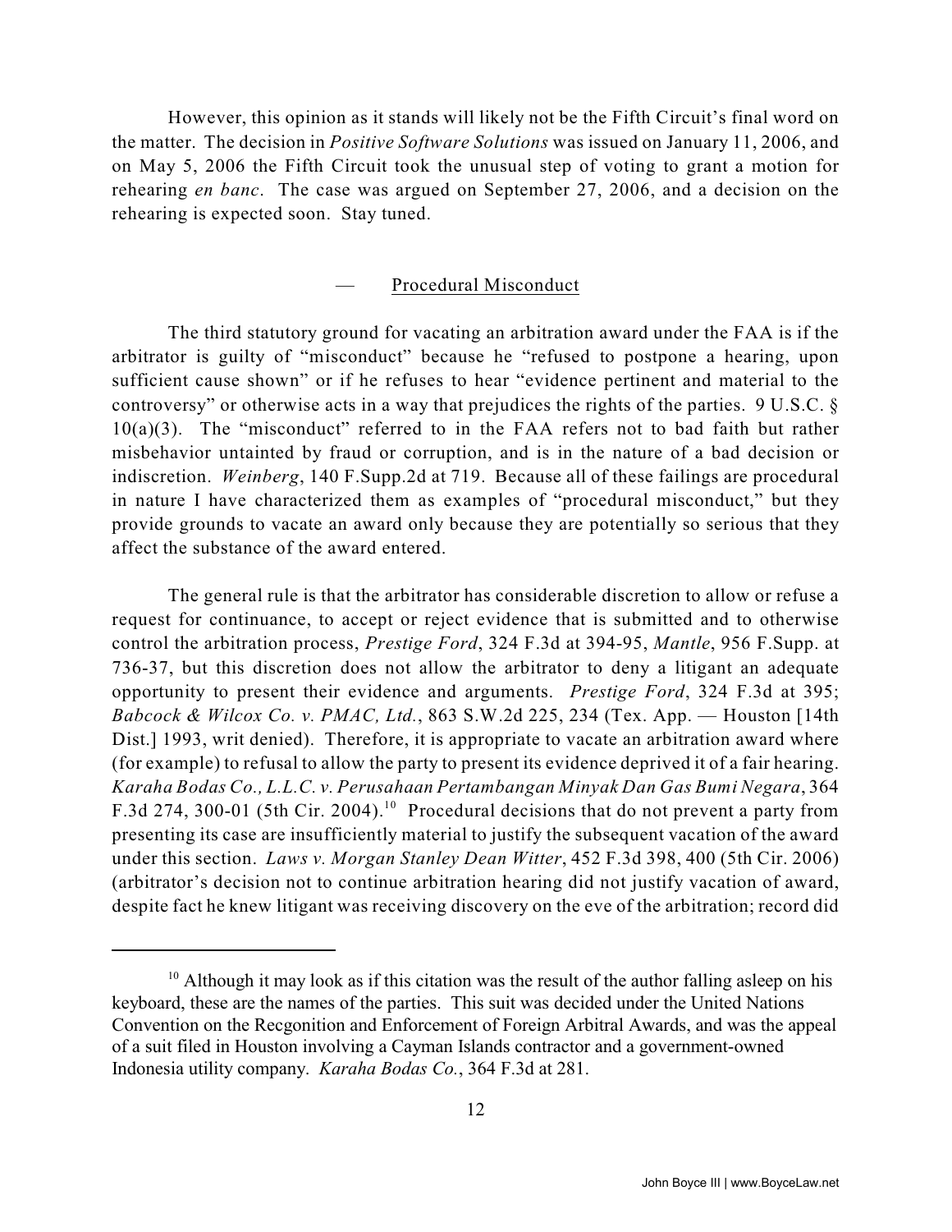However, this opinion as it stands will likely not be the Fifth Circuit's final word on the matter. The decision in *Positive Software Solutions* was issued on January 11, 2006, and on May 5, 2006 the Fifth Circuit took the unusual step of voting to grant a motion for rehearing *en banc*. The case was argued on September 27, 2006, and a decision on the rehearing is expected soon. Stay tuned.

### — Procedural Misconduct

The third statutory ground for vacating an arbitration award under the FAA is if the arbitrator is guilty of "misconduct" because he "refused to postpone a hearing, upon sufficient cause shown" or if he refuses to hear "evidence pertinent and material to the controversy" or otherwise acts in a way that prejudices the rights of the parties. 9 U.S.C. § 10(a)(3). The "misconduct" referred to in the FAA refers not to bad faith but rather misbehavior untainted by fraud or corruption, and is in the nature of a bad decision or indiscretion. *Weinberg*, 140 F.Supp.2d at 719. Because all of these failings are procedural in nature I have characterized them as examples of "procedural misconduct," but they provide grounds to vacate an award only because they are potentially so serious that they affect the substance of the award entered.

The general rule is that the arbitrator has considerable discretion to allow or refuse a request for continuance, to accept or reject evidence that is submitted and to otherwise control the arbitration process, *Prestige Ford*, 324 F.3d at 394-95, *Mantle*, 956 F.Supp. at 736-37, but this discretion does not allow the arbitrator to deny a litigant an adequate opportunity to present their evidence and arguments. *Prestige Ford*, 324 F.3d at 395; *Babcock & Wilcox Co. v. PMAC, Ltd.*, 863 S.W.2d 225, 234 (Tex. App. — Houston [14th Dist.] 1993, writ denied). Therefore, it is appropriate to vacate an arbitration award where (for example) to refusal to allow the party to present its evidence deprived it of a fair hearing. *Karaha Bodas Co., L.L.C. v. Perusahaan Pertambangan Minyak Dan Gas Bumi Negara*, 364 F.3d 274, 300-01 (5th Cir. 2004).[10] Procedural decisions that do not prevent a party from presenting its case are insufficiently material to justify the subsequent vacation of the award under this section. *Laws v. Morgan Stanley Dean Witter*, 452 F.3d 398, 400 (5th Cir. 2006) (arbitrator's decision not to continue arbitration hearing did not justify vacation of award, despite fact he knew litigant was receiving discovery on the eve of the arbitration; record did

---

[10] Although it may look as if this citation was the result of the author falling asleep on his keyboard, these are the names of the parties. This suit was decided under the United Nations Convention on the Recgonition and Enforcement of Foreign Arbitral Awards, and was the appeal of a suit filed in Houston involving a Cayman Islands contractor and a government-owned Indonesia utility company. *Karaha Bodas Co.*, 364 F.3d at 281.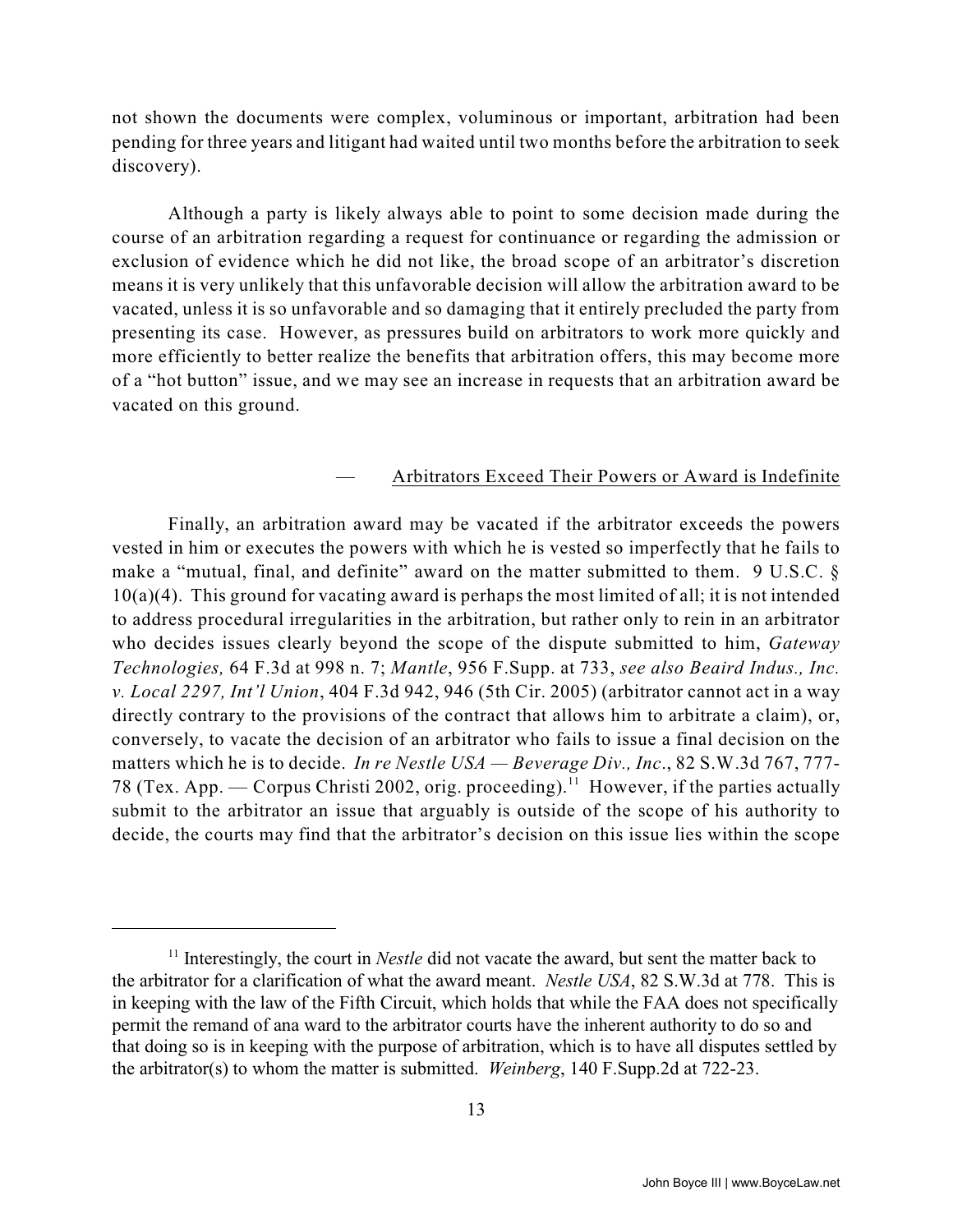not shown the documents were complex, voluminous or important, arbitration had been pending for three years and litigant had waited until two months before the arbitration to seek discovery).

Although a party is likely always able to point to some decision made during the course of an arbitration regarding a request for continuance or regarding the admission or exclusion of evidence which he did not like, the broad scope of an arbitrator's discretion means it is very unlikely that this unfavorable decision will allow the arbitration award to be vacated, unless it is so unfavorable and so damaging that it entirely precluded the party from presenting its case. However, as pressures build on arbitrators to work more quickly and more efficiently to better realize the benefits that arbitration offers, this may become more of a "hot button" issue, and we may see an increase in requests that an arbitration award be vacated on this ground.

— Arbitrators Exceed Their Powers or Award is Indefinite

Finally, an arbitration award may be vacated if the arbitrator exceeds the powers vested in him or executes the powers with which he is vested so imperfectly that he fails to make a "mutual, final, and definite" award on the matter submitted to them. 9 U.S.C. § 10(a)(4). This ground for vacating award is perhaps the most limited of all; it is not intended to address procedural irregularities in the arbitration, but rather only to rein in an arbitrator who decides issues clearly beyond the scope of the dispute submitted to him, *Gateway Technologies,* 64 F.3d at 998 n. 7; *Mantle*, 956 F.Supp. at 733, *see also Beaird Indus., Inc. v. Local 2297, Int'l Union*, 404 F.3d 942, 946 (5th Cir. 2005) (arbitrator cannot act in a way directly contrary to the provisions of the contract that allows him to arbitrate a claim), or, conversely, to vacate the decision of an arbitrator who fails to issue a final decision on the matters which he is to decide. *In re Nestle USA — Beverage Div., Inc*., 82 S.W.3d 767, 777-78 (Tex. App. — Corpus Christi 2002, orig. proceeding).[11] However, if the parties actually submit to the arbitrator an issue that arguably is outside of the scope of his authority to decide, the courts may find that the arbitrator's decision on this issue lies within the scope

---

[11] Interestingly, the court in *Nestle* did not vacate the award, but sent the matter back to the arbitrator for a clarification of what the award meant. *Nestle USA*, 82 S.W.3d at 778. This is in keeping with the law of the Fifth Circuit, which holds that while the FAA does not specifically permit the remand of ana ward to the arbitrator courts have the inherent authority to do so and that doing so is in keeping with the purpose of arbitration, which is to have all disputes settled by the arbitrator(s) to whom the matter is submitted. *Weinberg*, 140 F.Supp.2d at 722-23.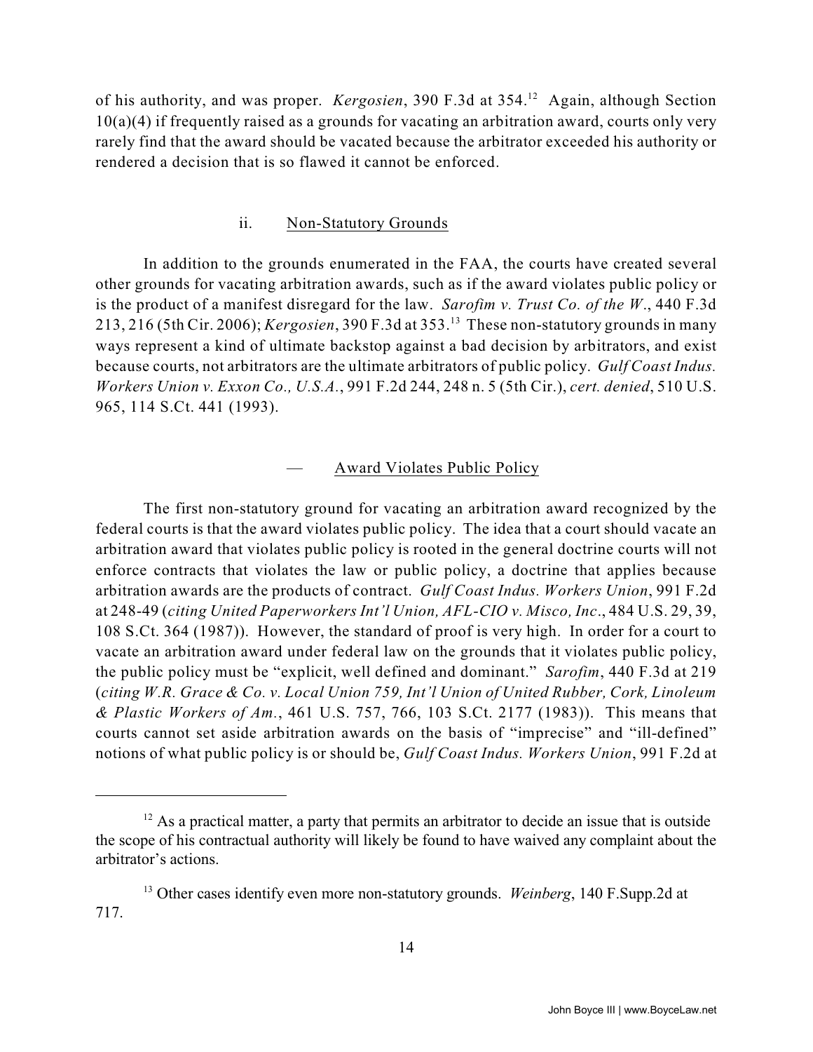of his authority, and was proper. *Kergosien*, 390 F.3d at 354.[12] Again, although Section 10(a)(4) if frequently raised as a grounds for vacating an arbitration award, courts only very rarely find that the award should be vacated because the arbitrator exceeded his authority or rendered a decision that is so flawed it cannot be enforced.

### ii. Non-Statutory Grounds

In addition to the grounds enumerated in the FAA, the courts have created several other grounds for vacating arbitration awards, such as if the award violates public policy or is the product of a manifest disregard for the law. *Sarofim v. Trust Co. of the W.*, 440 F.3d 213, 216 (5th Cir. 2006); *Kergosien*, 390 F.3d at 353.[13] These non-statutory grounds in many ways represent a kind of ultimate backstop against a bad decision by arbitrators, and exist because courts, not arbitrators are the ultimate arbitrators of public policy. *Gulf Coast Indus. Workers Union v. Exxon Co., U.S.A.*, 991 F.2d 244, 248 n. 5 (5th Cir.), *cert. denied*, 510 U.S. 965, 114 S.Ct. 441 (1993).

#### — Award Violates Public Policy

The first non-statutory ground for vacating an arbitration award recognized by the federal courts is that the award violates public policy. The idea that a court should vacate an arbitration award that violates public policy is rooted in the general doctrine courts will not enforce contracts that violates the law or public policy, a doctrine that applies because arbitration awards are the products of contract. *Gulf Coast Indus. Workers Union*, 991 F.2d at 248-49 (*citing United Paperworkers Int'l Union, AFL-CIO v. Misco, Inc*., 484 U.S. 29, 39, 108 S.Ct. 364 (1987)). However, the standard of proof is very high. In order for a court to vacate an arbitration award under federal law on the grounds that it violates public policy, the public policy must be "explicit, well defined and dominant." *Sarofim*, 440 F.3d at 219 (*citing W.R. Grace & Co. v. Local Union 759, Int'l Union of United Rubber, Cork, Linoleum & Plastic Workers of Am.*, 461 U.S. 757, 766, 103 S.Ct. 2177 (1983)). This means that courts cannot set aside arbitration awards on the basis of "imprecise" and "ill-defined" notions of what public policy is or should be, *Gulf Coast Indus. Workers Union*, 991 F.2d at

---

[12] As a practical matter, a party that permits an arbitrator to decide an issue that is outside the scope of his contractual authority will likely be found to have waived any complaint about the arbitrator's actions.

[13] Other cases identify even more non-statutory grounds. *Weinberg*, 140 F.Supp.2d at 717.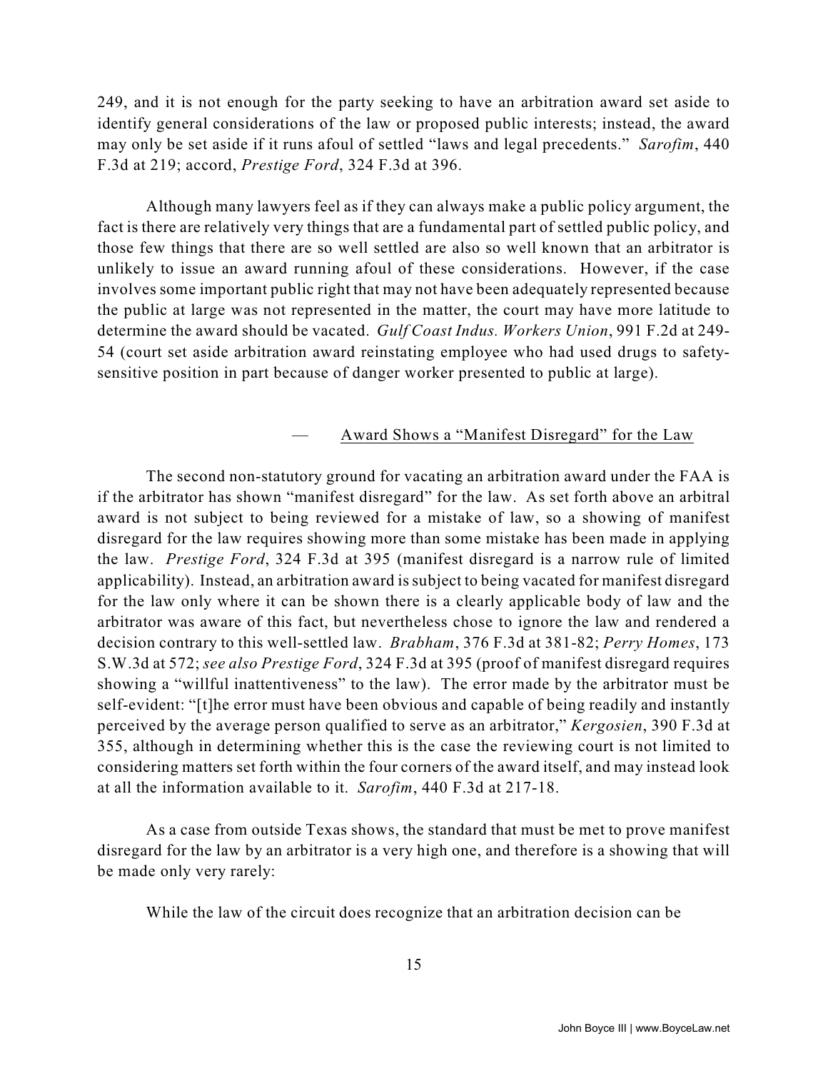249, and it is not enough for the party seeking to have an arbitration award set aside to identify general considerations of the law or proposed public interests; instead, the award may only be set aside if it runs afoul of settled "laws and legal precedents." *Sarofim*, 440 F.3d at 219; accord, *Prestige Ford*, 324 F.3d at 396.

Although many lawyers feel as if they can always make a public policy argument, the fact is there are relatively very things that are a fundamental part of settled public policy, and those few things that there are so well settled are also so well known that an arbitrator is unlikely to issue an award running afoul of these considerations. However, if the case involves some important public right that may not have been adequately represented because the public at large was not represented in the matter, the court may have more latitude to determine the award should be vacated. *Gulf Coast Indus. Workers Union*, 991 F.2d at 249-54 (court set aside arbitration award reinstating employee who had used drugs to safety-sensitive position in part because of danger worker presented to public at large).

— Award Shows a "Manifest Disregard" for the Law

The second non-statutory ground for vacating an arbitration award under the FAA is if the arbitrator has shown "manifest disregard" for the law. As set forth above an arbitral award is not subject to being reviewed for a mistake of law, so a showing of manifest disregard for the law requires showing more than some mistake has been made in applying the law. *Prestige Ford*, 324 F.3d at 395 (manifest disregard is a narrow rule of limited applicability). Instead, an arbitration award is subject to being vacated for manifest disregard for the law only where it can be shown there is a clearly applicable body of law and the arbitrator was aware of this fact, but nevertheless chose to ignore the law and rendered a decision contrary to this well-settled law. *Brabham*, 376 F.3d at 381-82; *Perry Homes*, 173 S.W.3d at 572; *see also Prestige Ford*, 324 F.3d at 395 (proof of manifest disregard requires showing a "willful inattentiveness" to the law). The error made by the arbitrator must be self-evident: "[t]he error must have been obvious and capable of being readily and instantly perceived by the average person qualified to serve as an arbitrator," *Kergosien*, 390 F.3d at 355, although in determining whether this is the case the reviewing court is not limited to considering matters set forth within the four corners of the award itself, and may instead look at all the information available to it. *Sarofim*, 440 F.3d at 217-18.

As a case from outside Texas shows, the standard that must be met to prove manifest disregard for the law by an arbitrator is a very high one, and therefore is a showing that will be made only very rarely:

While the law of the circuit does recognize that an arbitration decision can be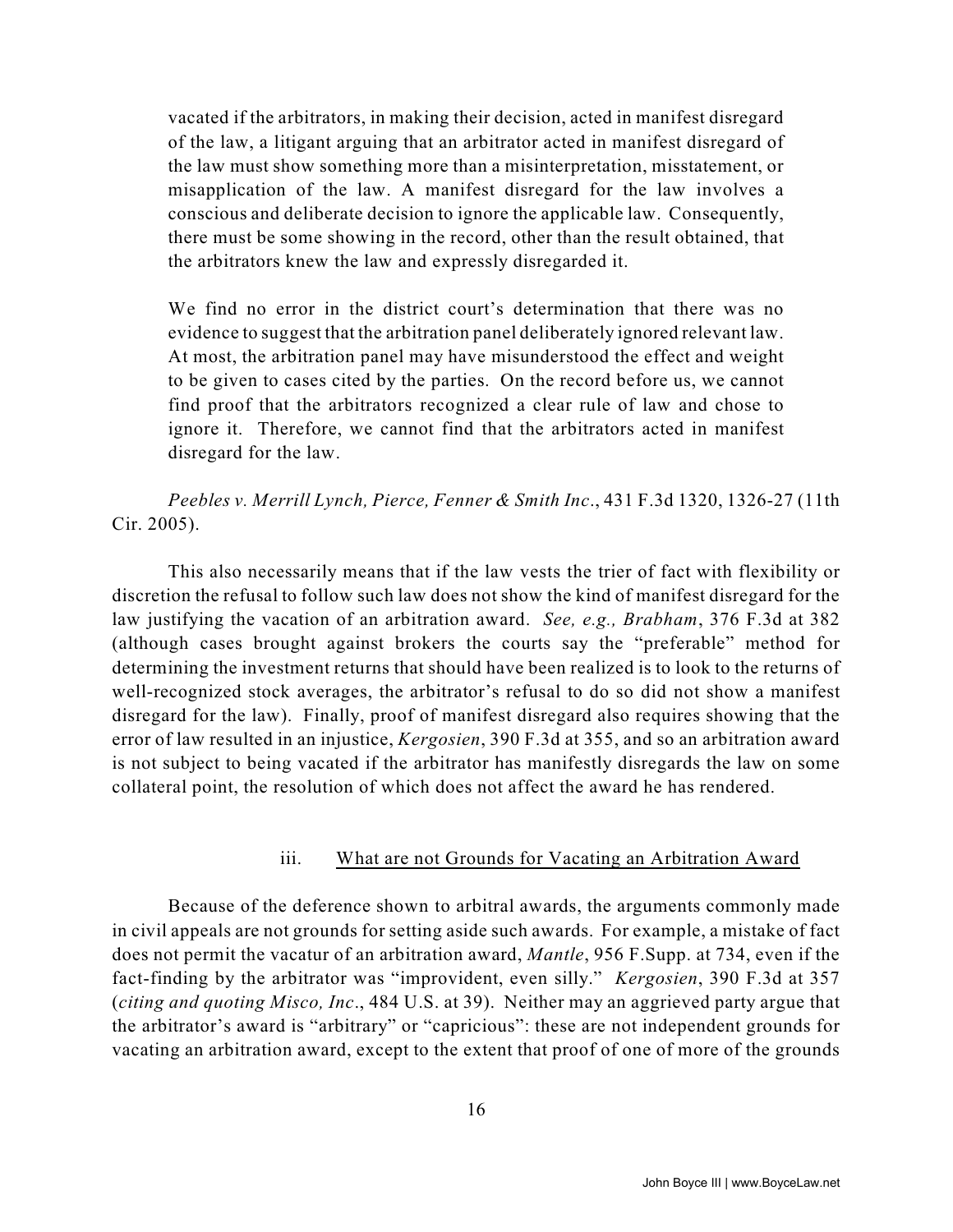vacated if the arbitrators, in making their decision, acted in manifest disregard of the law, a litigant arguing that an arbitrator acted in manifest disregard of the law must show something more than a misinterpretation, misstatement, or misapplication of the law. A manifest disregard for the law involves a conscious and deliberate decision to ignore the applicable law. Consequently, there must be some showing in the record, other than the result obtained, that the arbitrators knew the law and expressly disregarded it.

> We find no error in the district court's determination that there was no evidence to suggest that the arbitration panel deliberately ignored relevant law. At most, the arbitration panel may have misunderstood the effect and weight to be given to cases cited by the parties. On the record before us, we cannot find proof that the arbitrators recognized a clear rule of law and chose to ignore it. Therefore, we cannot find that the arbitrators acted in manifest disregard for the law.

*Peebles v. Merrill Lynch, Pierce, Fenner & Smith Inc*., 431 F.3d 1320, 1326-27 (11th Cir. 2005).

This also necessarily means that if the law vests the trier of fact with flexibility or discretion the refusal to follow such law does not show the kind of manifest disregard for the law justifying the vacation of an arbitration award. *See, e.g., Brabham*, 376 F.3d at 382 (although cases brought against brokers the courts say the "preferable" method for determining the investment returns that should have been realized is to look to the returns of well-recognized stock averages, the arbitrator's refusal to do so did not show a manifest disregard for the law). Finally, proof of manifest disregard also requires showing that the error of law resulted in an injustice, *Kergosien*, 390 F.3d at 355, and so an arbitration award is not subject to being vacated if the arbitrator has manifestly disregards the law on some collateral point, the resolution of which does not affect the award he has rendered.

#### iii. What are not Grounds for Vacating an Arbitration Award

Because of the deference shown to arbitral awards, the arguments commonly made in civil appeals are not grounds for setting aside such awards. For example, a mistake of fact does not permit the vacatur of an arbitration award, *Mantle*, 956 F.Supp. at 734, even if the fact-finding by the arbitrator was "improvident, even silly." *Kergosien*, 390 F.3d at 357 (*citing and quoting Misco, Inc*., 484 U.S. at 39). Neither may an aggrieved party argue that the arbitrator's award is "arbitrary" or "capricious": these are not independent grounds for vacating an arbitration award, except to the extent that proof of one of more of the grounds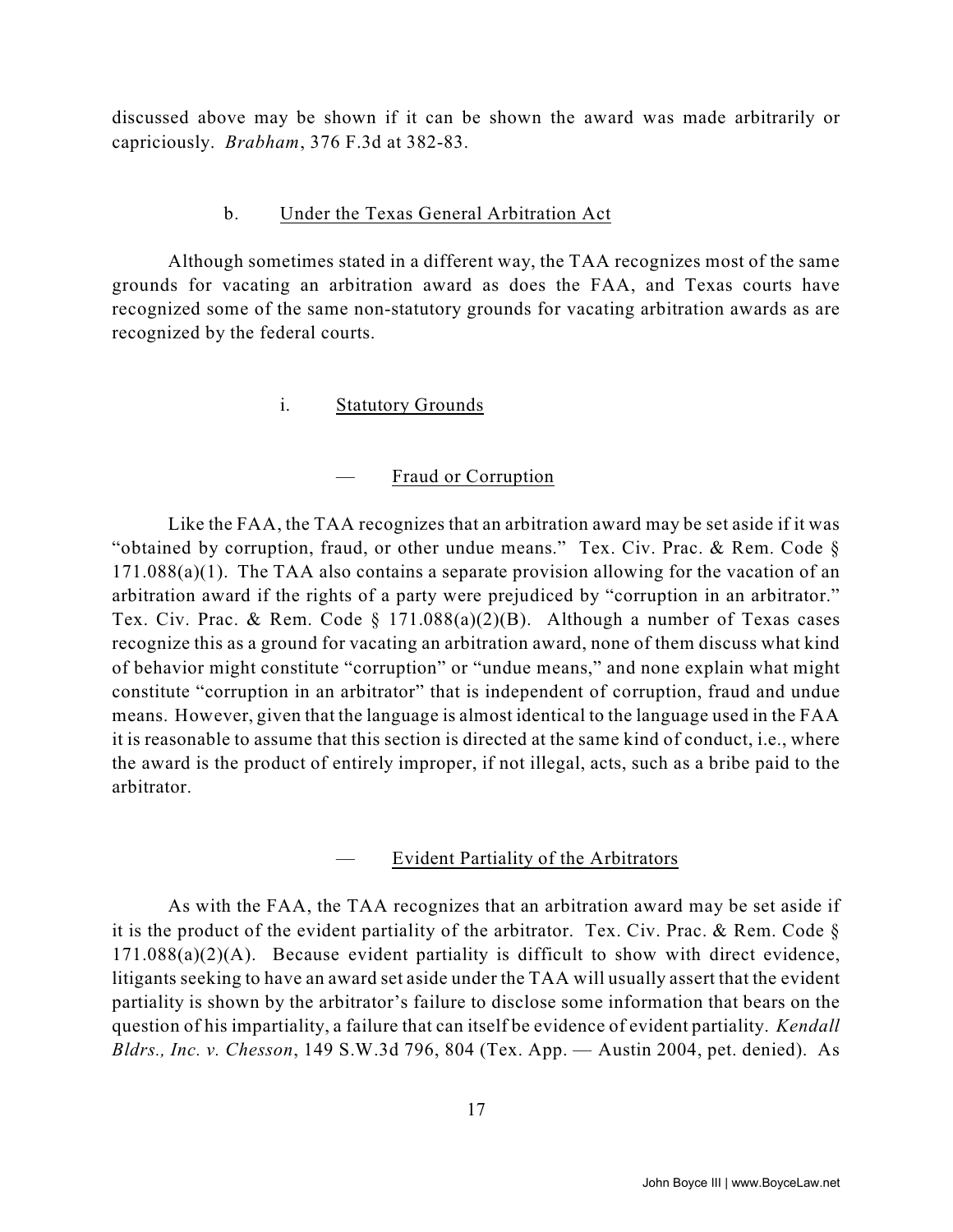discussed above may be shown if it can be shown the award was made arbitrarily or capriciously. *Brabham*, 376 F.3d at 382-83.

#### b. Under the Texas General Arbitration Act

Although sometimes stated in a different way, the TAA recognizes most of the same grounds for vacating an arbitration award as does the FAA, and Texas courts have recognized some of the same non-statutory grounds for vacating arbitration awards as are recognized by the federal courts.

##### i. Statutory Grounds

###### — Fraud or Corruption

Like the FAA, the TAA recognizes that an arbitration award may be set aside if it was "obtained by corruption, fraud, or other undue means." Tex. Civ. Prac. & Rem. Code § 171.088(a)(1). The TAA also contains a separate provision allowing for the vacation of an arbitration award if the rights of a party were prejudiced by "corruption in an arbitrator." Tex. Civ. Prac. & Rem. Code § 171.088(a)(2)(B). Although a number of Texas cases recognize this as a ground for vacating an arbitration award, none of them discuss what kind of behavior might constitute "corruption" or "undue means," and none explain what might constitute "corruption in an arbitrator" that is independent of corruption, fraud and undue means. However, given that the language is almost identical to the language used in the FAA it is reasonable to assume that this section is directed at the same kind of conduct, i.e., where the award is the product of entirely improper, if not illegal, acts, such as a bribe paid to the arbitrator.

###### — Evident Partiality of the Arbitrators

As with the FAA, the TAA recognizes that an arbitration award may be set aside if it is the product of the evident partiality of the arbitrator. Tex. Civ. Prac. & Rem. Code § 171.088(a)(2)(A). Because evident partiality is difficult to show with direct evidence, litigants seeking to have an award set aside under the TAA will usually assert that the evident partiality is shown by the arbitrator's failure to disclose some information that bears on the question of his impartiality, a failure that can itself be evidence of evident partiality. *Kendall Bldrs., Inc. v. Chesson*, 149 S.W.3d 796, 804 (Tex. App. — Austin 2004, pet. denied). As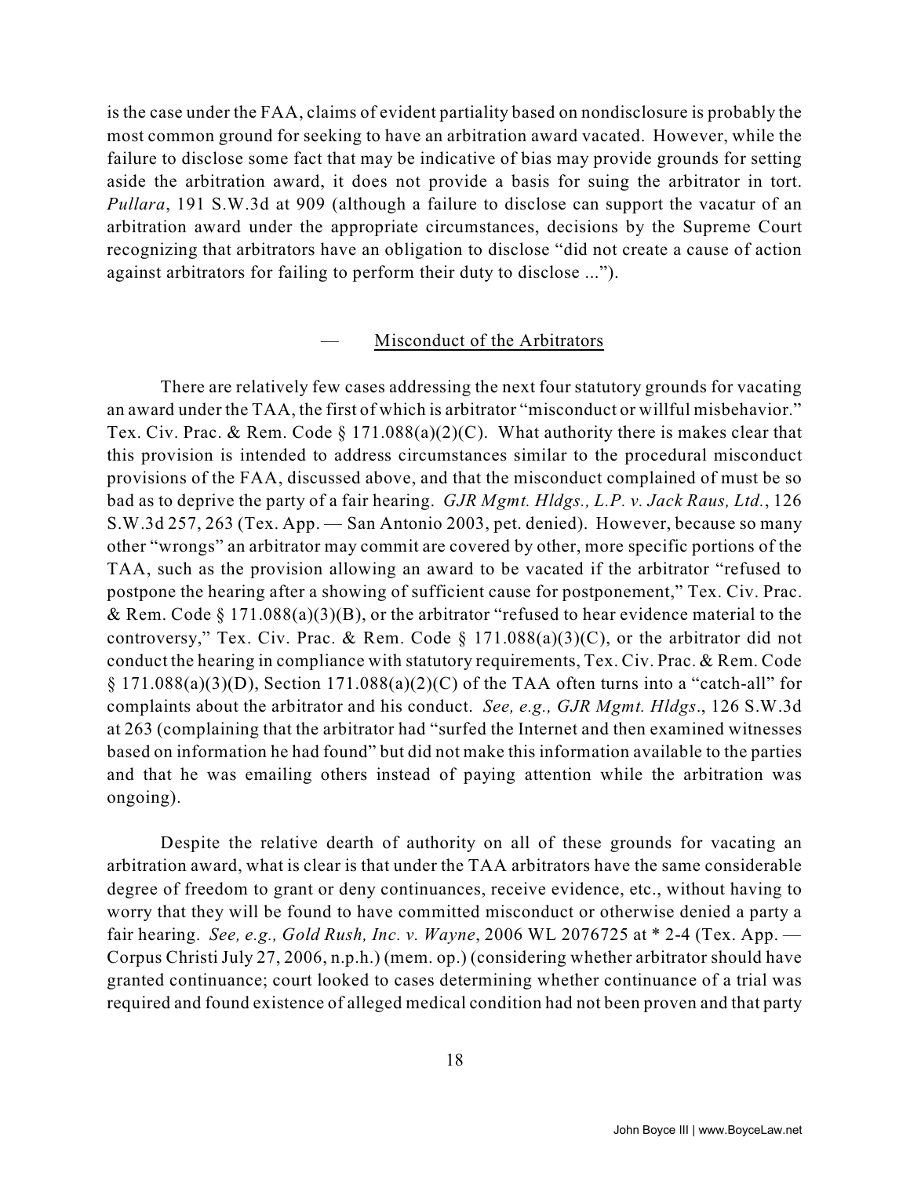is the case under the FAA, claims of evident partiality based on nondisclosure is probably the most common ground for seeking to have an arbitration award vacated. However, while the failure to disclose some fact that may be indicative of bias may provide grounds for setting aside the arbitration award, it does not provide a basis for suing the arbitrator in tort. *Pullara*, 191 S.W.3d at 909 (although a failure to disclose can support the vacatur of an arbitration award under the appropriate circumstances, decisions by the Supreme Court recognizing that arbitrators have an obligation to disclose "did not create a cause of action against arbitrators for failing to perform their duty to disclose ...").

— <u>Misconduct of the Arbitrators</u>

There are relatively few cases addressing the next four statutory grounds for vacating an award under the TAA, the first of which is arbitrator "misconduct or willful misbehavior." Tex. Civ. Prac. & Rem. Code § 171.088(a)(2)(C). What authority there is makes clear that this provision is intended to address circumstances similar to the procedural misconduct provisions of the FAA, discussed above, and that the misconduct complained of must be so bad as to deprive the party of a fair hearing. *GJR Mgmt. Hldgs., L.P. v. Jack Raus, Ltd.*, 126 S.W.3d 257, 263 (Tex. App. — San Antonio 2003, pet. denied). However, because so many other "wrongs" an arbitrator may commit are covered by other, more specific portions of the TAA, such as the provision allowing an award to be vacated if the arbitrator "refused to postpone the hearing after a showing of sufficient cause for postponement," Tex. Civ. Prac. & Rem. Code § 171.088(a)(3)(B), or the arbitrator "refused to hear evidence material to the controversy," Tex. Civ. Prac. & Rem. Code § 171.088(a)(3)(C), or the arbitrator did not conduct the hearing in compliance with statutory requirements, Tex. Civ. Prac. & Rem. Code § 171.088(a)(3)(D), Section 171.088(a)(2)(C) of the TAA often turns into a "catch-all" for complaints about the arbitrator and his conduct. *See, e.g., GJR Mgmt. Hldgs*., 126 S.W.3d at 263 (complaining that the arbitrator had "surfed the Internet and then examined witnesses based on information he had found" but did not make this information available to the parties and that he was emailing others instead of paying attention while the arbitration was ongoing).

Despite the relative dearth of authority on all of these grounds for vacating an arbitration award, what is clear is that under the TAA arbitrators have the same considerable degree of freedom to grant or deny continuances, receive evidence, etc., without having to worry that they will be found to have committed misconduct or otherwise denied a party a fair hearing. *See, e.g., Gold Rush, Inc. v. Wayne*, 2006 WL 2076725 at * 2-4 (Tex. App. — Corpus Christi July 27, 2006, n.p.h.) (mem. op.) (considering whether arbitrator should have granted continuance; court looked to cases determining whether continuance of a trial was required and found existence of alleged medical condition had not been proven and that party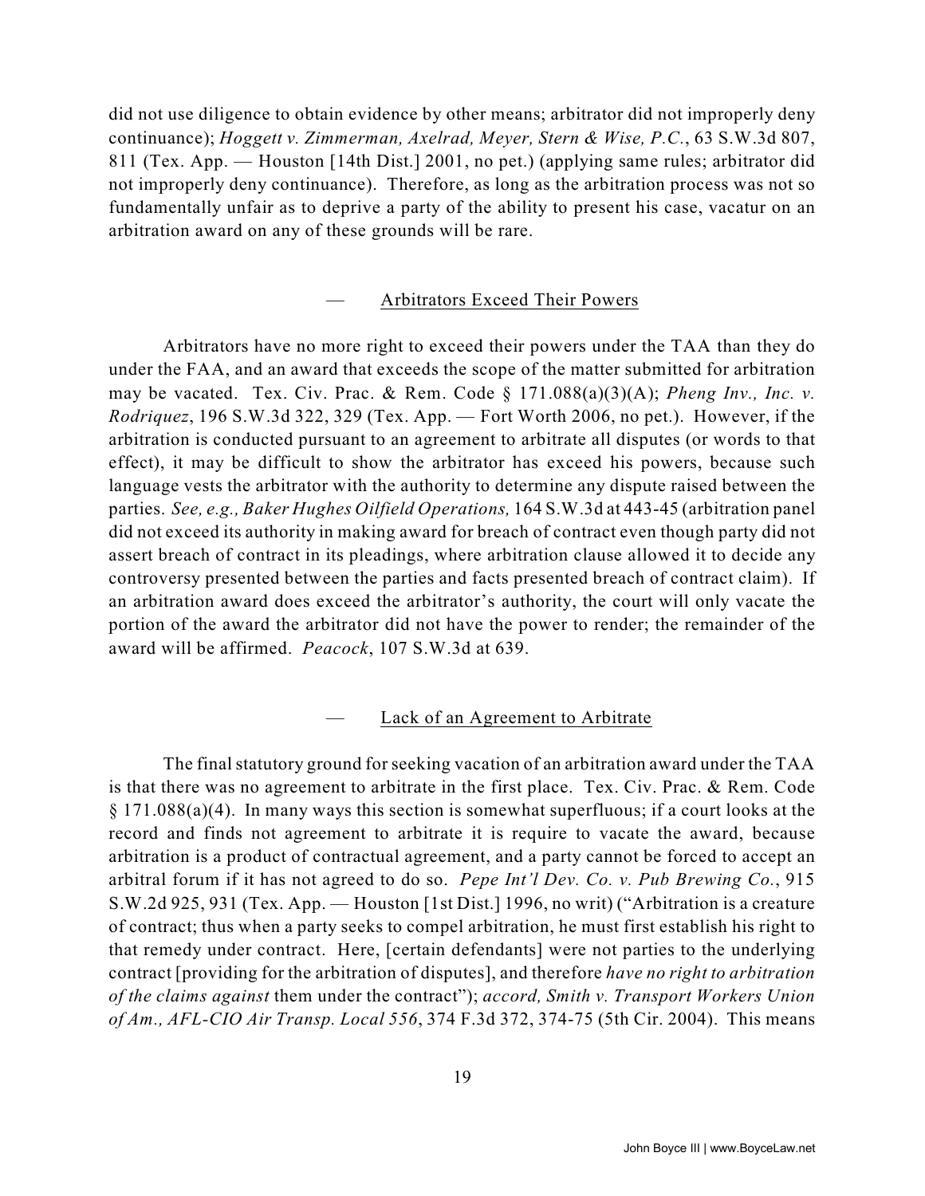did not use diligence to obtain evidence by other means; arbitrator did not improperly deny continuance); *Hoggett v. Zimmerman, Axelrad, Meyer, Stern & Wise, P.C.*, 63 S.W.3d 807, 811 (Tex. App. — Houston [14th Dist.] 2001, no pet.) (applying same rules; arbitrator did not improperly deny continuance). Therefore, as long as the arbitration process was not so fundamentally unfair as to deprive a party of the ability to present his case, vacatur on an arbitration award on any of these grounds will be rare.

— Arbitrators Exceed Their Powers

Arbitrators have no more right to exceed their powers under the TAA than they do under the FAA, and an award that exceeds the scope of the matter submitted for arbitration may be vacated. Tex. Civ. Prac. & Rem. Code § 171.088(a)(3)(A); *Pheng Inv., Inc. v. Rodriquez*, 196 S.W.3d 322, 329 (Tex. App. — Fort Worth 2006, no pet.). However, if the arbitration is conducted pursuant to an agreement to arbitrate all disputes (or words to that effect), it may be difficult to show the arbitrator has exceed his powers, because such language vests the arbitrator with the authority to determine any dispute raised between the parties. *See, e.g., Baker Hughes Oilfield Operations,* 164 S.W.3d at 443-45 (arbitration panel did not exceed its authority in making award for breach of contract even though party did not assert breach of contract in its pleadings, where arbitration clause allowed it to decide any controversy presented between the parties and facts presented breach of contract claim). If an arbitration award does exceed the arbitrator's authority, the court will only vacate the portion of the award the arbitrator did not have the power to render; the remainder of the award will be affirmed. *Peacock*, 107 S.W.3d at 639.

— Lack of an Agreement to Arbitrate

The final statutory ground for seeking vacation of an arbitration award under the TAA is that there was no agreement to arbitrate in the first place. Tex. Civ. Prac. & Rem. Code § 171.088(a)(4). In many ways this section is somewhat superfluous; if a court looks at the record and finds not agreement to arbitrate it is require to vacate the award, because arbitration is a product of contractual agreement, and a party cannot be forced to accept an arbitral forum if it has not agreed to do so. *Pepe Int'l Dev. Co. v. Pub Brewing Co.*, 915 S.W.2d 925, 931 (Tex. App. — Houston [1st Dist.] 1996, no writ) ("Arbitration is a creature of contract; thus when a party seeks to compel arbitration, he must first establish his right to that remedy under contract. Here, [certain defendants] were not parties to the underlying contract [providing for the arbitration of disputes], and therefore *have no right to arbitration of the claims against* them under the contract"); *accord, Smith v. Transport Workers Union of Am., AFL-CIO Air Transp. Local 556*, 374 F.3d 372, 374-75 (5th Cir. 2004). This means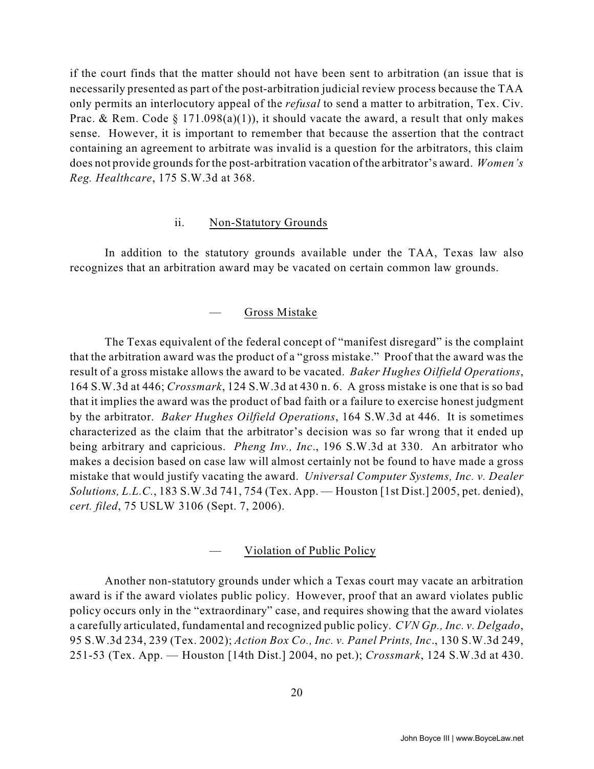if the court finds that the matter should not have been sent to arbitration (an issue that is necessarily presented as part of the post-arbitration judicial review process because the TAA only permits an interlocutory appeal of the *refusal* to send a matter to arbitration, Tex. Civ. Prac. & Rem. Code § 171.098(a)(1)), it should vacate the award, a result that only makes sense. However, it is important to remember that because the assertion that the contract containing an agreement to arbitrate was invalid is a question for the arbitrators, this claim does not provide grounds for the post-arbitration vacation of the arbitrator's award. *Women's Reg. Healthcare*, 175 S.W.3d at 368.

#### ii. Non-Statutory Grounds

In addition to the statutory grounds available under the TAA, Texas law also recognizes that an arbitration award may be vacated on certain common law grounds.

##### — Gross Mistake

The Texas equivalent of the federal concept of "manifest disregard" is the complaint that the arbitration award was the product of a "gross mistake." Proof that the award was the result of a gross mistake allows the award to be vacated. *Baker Hughes Oilfield Operations*, 164 S.W.3d at 446; *Crossmark*, 124 S.W.3d at 430 n. 6. A gross mistake is one that is so bad that it implies the award was the product of bad faith or a failure to exercise honest judgment by the arbitrator. *Baker Hughes Oilfield Operations*, 164 S.W.3d at 446. It is sometimes characterized as the claim that the arbitrator's decision was so far wrong that it ended up being arbitrary and capricious. *Pheng Inv., Inc*., 196 S.W.3d at 330. An arbitrator who makes a decision based on case law will almost certainly not be found to have made a gross mistake that would justify vacating the award. *Universal Computer Systems, Inc. v. Dealer Solutions, L.L.C.*, 183 S.W.3d 741, 754 (Tex. App. — Houston [1st Dist.] 2005, pet. denied), *cert. filed*, 75 USLW 3106 (Sept. 7, 2006).

##### — Violation of Public Policy

Another non-statutory grounds under which a Texas court may vacate an arbitration award is if the award violates public policy. However, proof that an award violates public policy occurs only in the "extraordinary" case, and requires showing that the award violates a carefully articulated, fundamental and recognized public policy. *CVN Gp., Inc. v. Delgado*, 95 S.W.3d 234, 239 (Tex. 2002); *Action Box Co., Inc. v. Panel Prints, Inc*., 130 S.W.3d 249, 251-53 (Tex. App. — Houston [14th Dist.] 2004, no pet.); *Crossmark*, 124 S.W.3d at 430.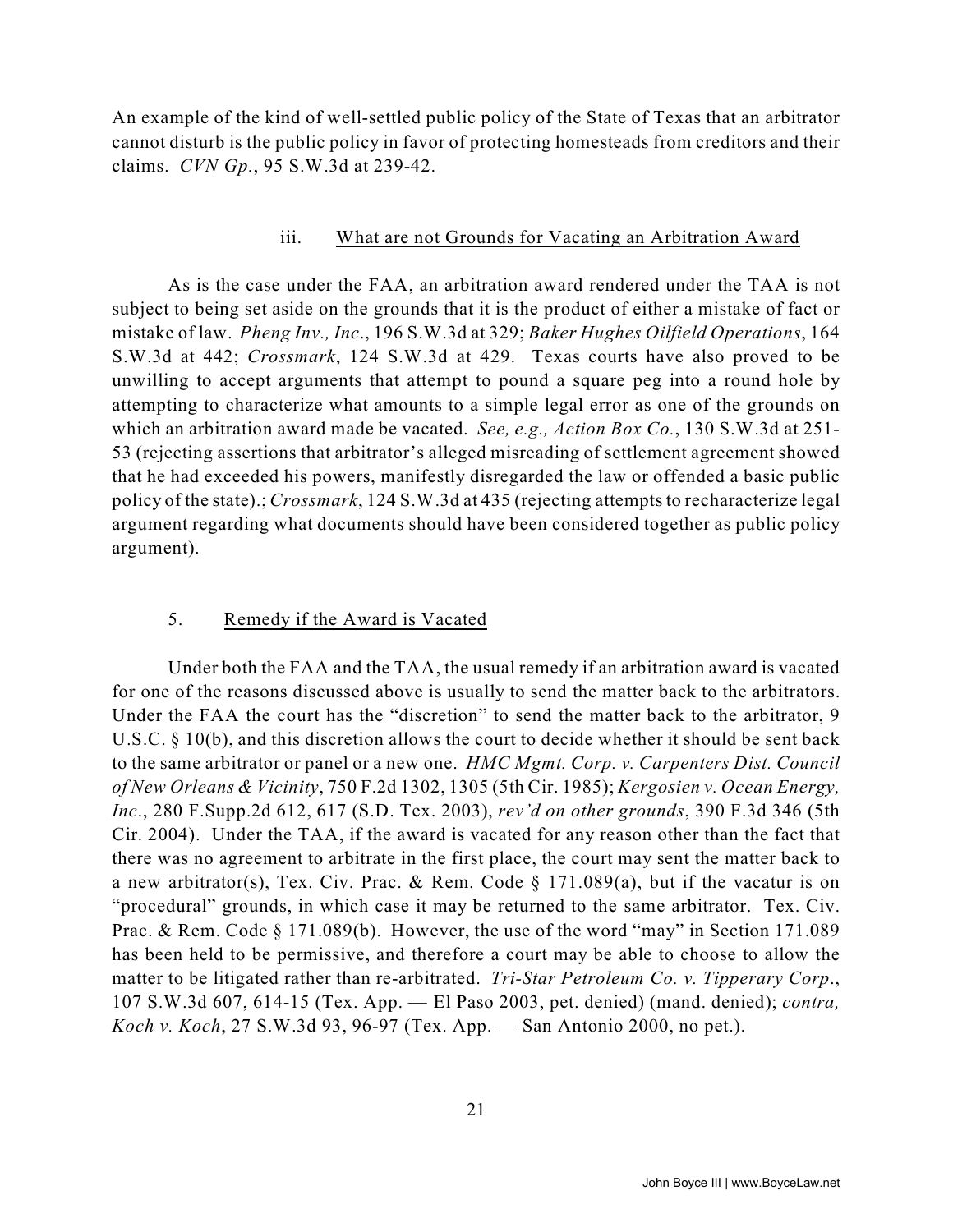An example of the kind of well-settled public policy of the State of Texas that an arbitrator cannot disturb is the public policy in favor of protecting homesteads from creditors and their claims. *CVN Gp.*, 95 S.W.3d at 239-42.

#### iii. What are not Grounds for Vacating an Arbitration Award

As is the case under the FAA, an arbitration award rendered under the TAA is not subject to being set aside on the grounds that it is the product of either a mistake of fact or mistake of law. *Pheng Inv., Inc*., 196 S.W.3d at 329; *Baker Hughes Oilfield Operations*, 164 S.W.3d at 442; *Crossmark*, 124 S.W.3d at 429. Texas courts have also proved to be unwilling to accept arguments that attempt to pound a square peg into a round hole by attempting to characterize what amounts to a simple legal error as one of the grounds on which an arbitration award made be vacated. *See, e.g., Action Box Co.*, 130 S.W.3d at 251-53 (rejecting assertions that arbitrator's alleged misreading of settlement agreement showed that he had exceeded his powers, manifestly disregarded the law or offended a basic public policy of the state).; *Crossmark*, 124 S.W.3d at 435 (rejecting attempts to recharacterize legal argument regarding what documents should have been considered together as public policy argument).

### 5. Remedy if the Award is Vacated

Under both the FAA and the TAA, the usual remedy if an arbitration award is vacated for one of the reasons discussed above is usually to send the matter back to the arbitrators. Under the FAA the court has the "discretion" to send the matter back to the arbitrator, 9 U.S.C. § 10(b), and this discretion allows the court to decide whether it should be sent back to the same arbitrator or panel or a new one. *HMC Mgmt. Corp. v. Carpenters Dist. Council of New Orleans & Vicinity*, 750 F.2d 1302, 1305 (5th Cir. 1985); *Kergosien v. Ocean Energy, Inc*., 280 F.Supp.2d 612, 617 (S.D. Tex. 2003), *rev'd on other grounds*, 390 F.3d 346 (5th Cir. 2004). Under the TAA, if the award is vacated for any reason other than the fact that there was no agreement to arbitrate in the first place, the court may sent the matter back to a new arbitrator(s), Tex. Civ. Prac. & Rem. Code § 171.089(a), but if the vacatur is on "procedural" grounds, in which case it may be returned to the same arbitrator. Tex. Civ. Prac. & Rem. Code § 171.089(b). However, the use of the word "may" in Section 171.089 has been held to be permissive, and therefore a court may be able to choose to allow the matter to be litigated rather than re-arbitrated. *Tri-Star Petroleum Co. v. Tipperary Corp*., 107 S.W.3d 607, 614-15 (Tex. App. — El Paso 2003, pet. denied) (mand. denied); *contra, Koch v. Koch*, 27 S.W.3d 93, 96-97 (Tex. App. — San Antonio 2000, no pet.).